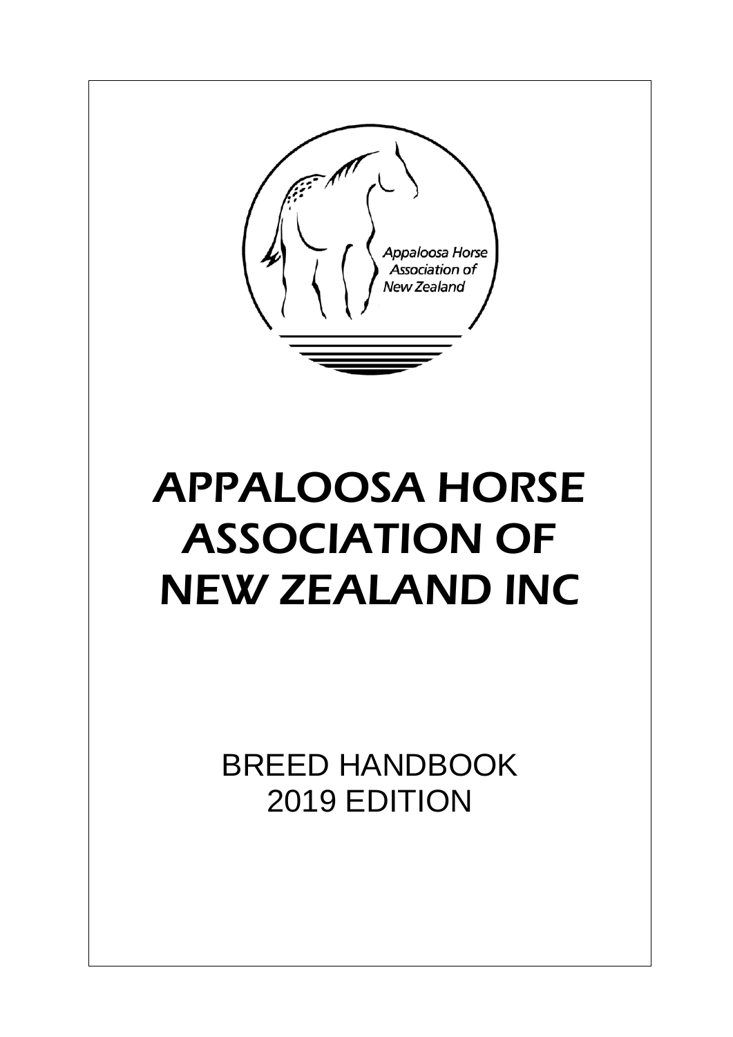# APPALOOSA HORSE ASSOCIATION OF NEW ZEALAND INC

BREED HANDBOOK
2019 EDITION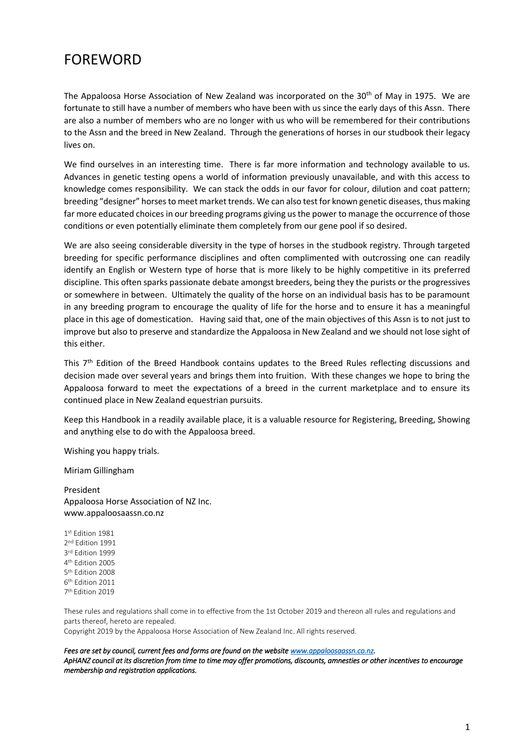# FOREWORD

The Appaloosa Horse Association of New Zealand was incorporated on the 30th of May in 1975. We are fortunate to still have a number of members who have been with us since the early days of this Assn. There are also a number of members who are no longer with us who will be remembered for their contributions to the Assn and the breed in New Zealand. Through the generations of horses in our studbook their legacy lives on.

We find ourselves in an interesting time. There is far more information and technology available to us. Advances in genetic testing opens a world of information previously unavailable, and with this access to knowledge comes responsibility. We can stack the odds in our favor for colour, dilution and coat pattern; breeding "designer" horses to meet market trends. We can also test for known genetic diseases, thus making far more educated choices in our breeding programs giving us the power to manage the occurrence of those conditions or even potentially eliminate them completely from our gene pool if so desired.

We are also seeing considerable diversity in the type of horses in the studbook registry. Through targeted breeding for specific performance disciplines and often complimented with outcrossing one can readily identify an English or Western type of horse that is more likely to be highly competitive in its preferred discipline. This often sparks passionate debate amongst breeders, being they the purists or the progressives or somewhere in between. Ultimately the quality of the horse on an individual basis has to be paramount in any breeding program to encourage the quality of life for the horse and to ensure it has a meaningful place in this age of domestication. Having said that, one of the main objectives of this Assn is to not just to improve but also to preserve and standardize the Appaloosa in New Zealand and we should not lose sight of this either.

This 7th Edition of the Breed Handbook contains updates to the Breed Rules reflecting discussions and decision made over several years and brings them into fruition. With these changes we hope to bring the Appaloosa forward to meet the expectations of a breed in the current marketplace and to ensure its continued place in New Zealand equestrian pursuits.

Keep this Handbook in a readily available place, it is a valuable resource for Registering, Breeding, Showing and anything else to do with the Appaloosa breed.

Wishing you happy trials.

Miriam Gillingham

President
Appaloosa Horse Association of NZ Inc.
www.appaloosaassn.co.nz

1st Edition 1981
2nd Edition 1991
3rd Edition 1999
4th Edition 2005
5th Edition 2008
6th Edition 2011
7th Edition 2019

These rules and regulations shall come in to effective from the 1st October 2019 and thereon all rules and regulations and parts thereof, hereto are repealed.
Copyright 2019 by the Appaloosa Horse Association of New Zealand Inc. All rights reserved.

*Fees are set by council, current fees and forms are found on the website www.appaloosaassn.co.nz.*
*ApHANZ council at its discretion from time to time may offer promotions, discounts, amnesties or other incentives to encourage membership and registration applications.*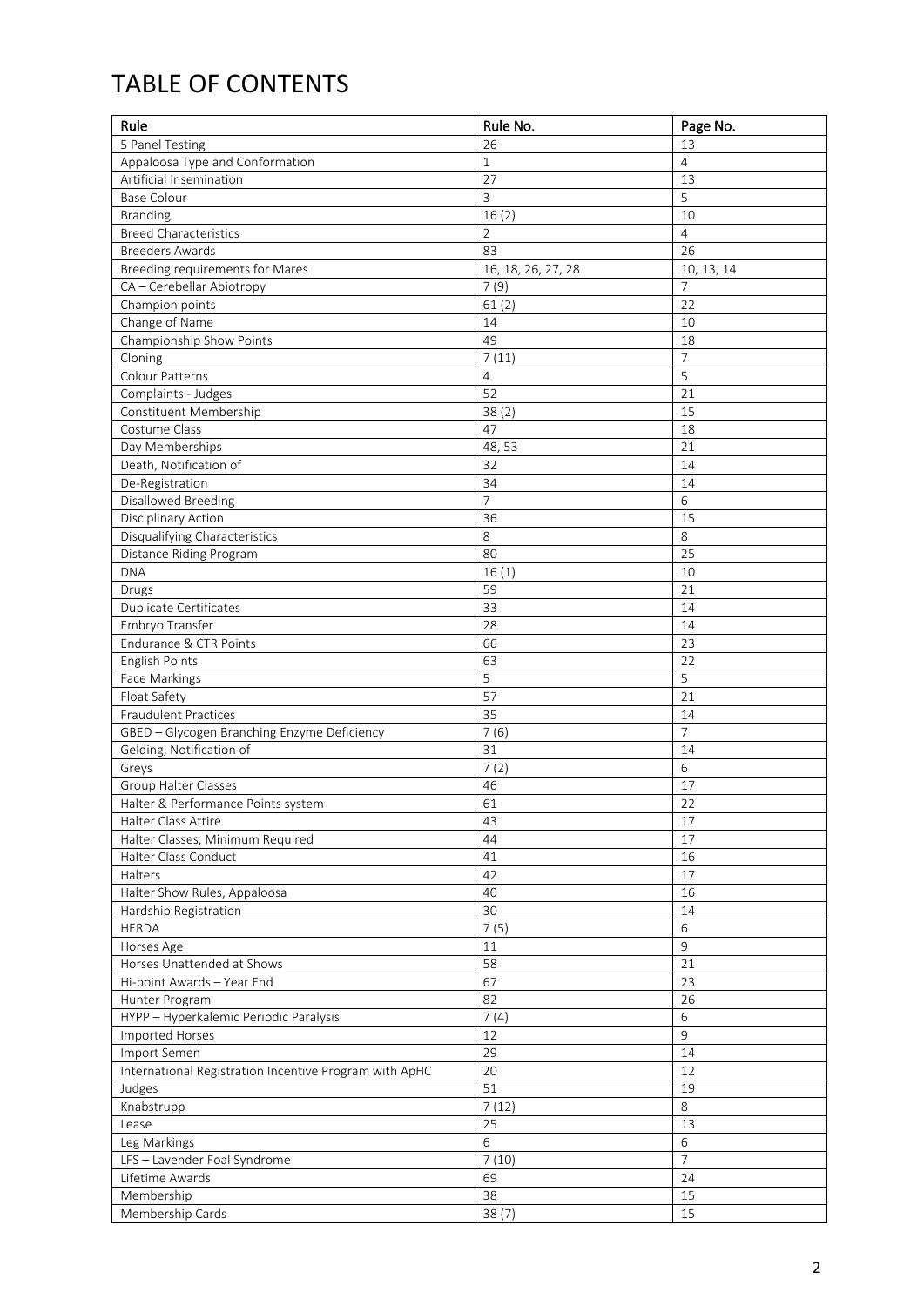# TABLE OF CONTENTS

| Rule | Rule No. | Page No. |
|---|---|---|
| 5 Panel Testing | 26 | 13 |
| Appaloosa Type and Conformation | 1 | 4 |
| Artificial Insemination | 27 | 13 |
| Base Colour | 3 | 5 |
| Branding | 16 (2) | 10 |
| Breed Characteristics | 2 | 4 |
| Breeders Awards | 83 | 26 |
| Breeding requirements for Mares | 16, 18, 26, 27, 28 | 10, 13, 14 |
| CA – Cerebellar Abiotropy | 7 (9) | 7 |
| Champion points | 61 (2) | 22 |
| Change of Name | 14 | 10 |
| Championship Show Points | 49 | 18 |
| Cloning | 7 (11) | 7 |
| Colour Patterns | 4 | 5 |
| Complaints - Judges | 52 | 21 |
| Constituent Membership | 38 (2) | 15 |
| Costume Class | 47 | 18 |
| Day Memberships | 48, 53 | 21 |
| Death, Notification of | 32 | 14 |
| De-Registration | 34 | 14 |
| Disallowed Breeding | 7 | 6 |
| Disciplinary Action | 36 | 15 |
| Disqualifying Characteristics | 8 | 8 |
| Distance Riding Program | 80 | 25 |
| DNA | 16 (1) | 10 |
| Drugs | 59 | 21 |
| Duplicate Certificates | 33 | 14 |
| Embryo Transfer | 28 | 14 |
| Endurance & CTR Points | 66 | 23 |
| English Points | 63 | 22 |
| Face Markings | 5 | 5 |
| Float Safety | 57 | 21 |
| Fraudulent Practices | 35 | 14 |
| GBED – Glycogen Branching Enzyme Deficiency | 7 (6) | 7 |
| Gelding, Notification of | 31 | 14 |
| Greys | 7 (2) | 6 |
| Group Halter Classes | 46 | 17 |
| Halter & Performance Points system | 61 | 22 |
| Halter Class Attire | 43 | 17 |
| Halter Classes, Minimum Required | 44 | 17 |
| Halter Class Conduct | 41 | 16 |
| Halters | 42 | 17 |
| Halter Show Rules, Appaloosa | 40 | 16 |
| Hardship Registration | 30 | 14 |
| HERDA | 7 (5) | 6 |
| Horses Age | 11 | 9 |
| Horses Unattended at Shows | 58 | 21 |
| Hi-point Awards – Year End | 67 | 23 |
| Hunter Program | 82 | 26 |
| HYPP – Hyperkalemic Periodic Paralysis | 7 (4) | 6 |
| Imported Horses | 12 | 9 |
| Import Semen | 29 | 14 |
| International Registration Incentive Program with ApHC | 20 | 12 |
| Judges | 51 | 19 |
| Knabstrupp | 7 (12) | 8 |
| Lease | 25 | 13 |
| Leg Markings | 6 | 6 |
| LFS – Lavender Foal Syndrome | 7 (10) | 7 |
| Lifetime Awards | 69 | 24 |
| Membership | 38 | 15 |
| Membership Cards | 38 (7) | 15 |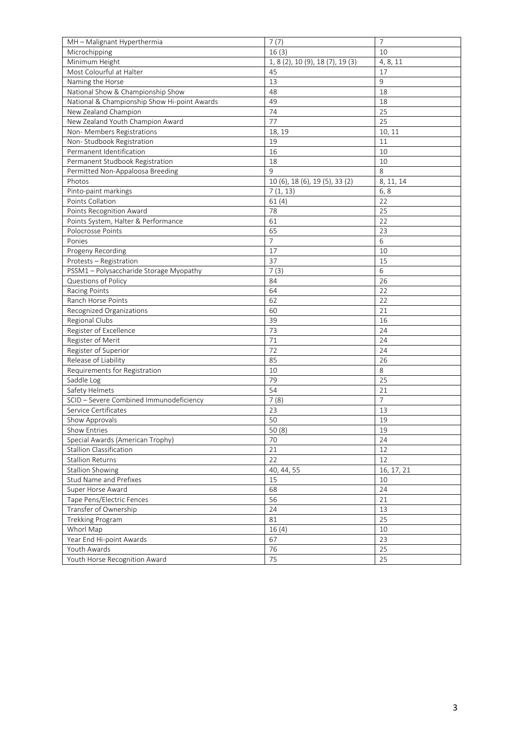| MH – Malignant Hyperthermia | 7 (7) | 7 |
|---|---|---|
| Microchipping | 16 (3) | 10 |
| Minimum Height | 1, 8 (2), 10 (9), 18 (7), 19 (3) | 4, 8, 11 |
| Most Colourful at Halter | 45 | 17 |
| Naming the Horse | 13 | 9 |
| National Show & Championship Show | 48 | 18 |
| National & Championship Show Hi-point Awards | 49 | 18 |
| New Zealand Champion | 74 | 25 |
| New Zealand Youth Champion Award | 77 | 25 |
| Non- Members Registrations | 18, 19 | 10, 11 |
| Non- Studbook Registration | 19 | 11 |
| Permanent Identification | 16 | 10 |
| Permanent Studbook Registration | 18 | 10 |
| Permitted Non-Appaloosa Breeding | 9 | 8 |
| Photos | 10 (6), 18 (6), 19 (5), 33 (2) | 8, 11, 14 |
| Pinto-paint markings | 7 (1, 13) | 6, 8 |
| Points Collation | 61 (4) | 22 |
| Points Recognition Award | 78 | 25 |
| Points System, Halter & Performance | 61 | 22 |
| Polocrosse Points | 65 | 23 |
| Ponies | 7 | 6 |
| Progeny Recording | 17 | 10 |
| Protests – Registration | 37 | 15 |
| PSSM1 – Polysaccharide Storage Myopathy | 7 (3) | 6 |
| Questions of Policy | 84 | 26 |
| Racing Points | 64 | 22 |
| Ranch Horse Points | 62 | 22 |
| Recognized Organizations | 60 | 21 |
| Regional Clubs | 39 | 16 |
| Register of Excellence | 73 | 24 |
| Register of Merit | 71 | 24 |
| Register of Superior | 72 | 24 |
| Release of Liability | 85 | 26 |
| Requirements for Registration | 10 | 8 |
| Saddle Log | 79 | 25 |
| Safety Helmets | 54 | 21 |
| SCID – Severe Combined Immunodeficiency | 7 (8) | 7 |
| Service Certificates | 23 | 13 |
| Show Approvals | 50 | 19 |
| Show Entries | 50 (8) | 19 |
| Special Awards (American Trophy) | 70 | 24 |
| Stallion Classification | 21 | 12 |
| Stallion Returns | 22 | 12 |
| Stallion Showing | 40, 44, 55 | 16, 17, 21 |
| Stud Name and Prefixes | 15 | 10 |
| Super Horse Award | 68 | 24 |
| Tape Pens/Electric Fences | 56 | 21 |
| Transfer of Ownership | 24 | 13 |
| Trekking Program | 81 | 25 |
| Whorl Map | 16 (4) | 10 |
| Year End Hi-point Awards | 67 | 23 |
| Youth Awards | 76 | 25 |
| Youth Horse Recognition Award | 75 | 25 |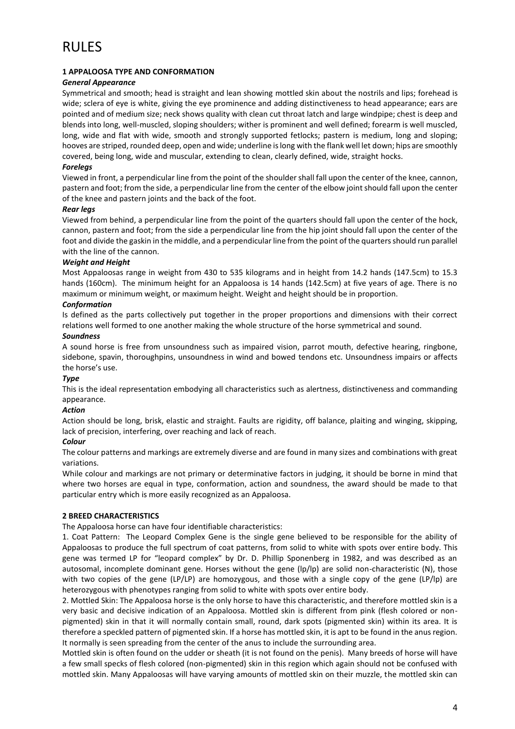# RULES

### 1 APPALOOSA TYPE AND CONFORMATION

***General Appearance***

Symmetrical and smooth; head is straight and lean showing mottled skin about the nostrils and lips; forehead is wide; sclera of eye is white, giving the eye prominence and adding distinctiveness to head appearance; ears are pointed and of medium size; neck shows quality with clean cut throat latch and large windpipe; chest is deep and blends into long, well-muscled, sloping shoulders; wither is prominent and well defined; forearm is well muscled, long, wide and flat with wide, smooth and strongly supported fetlocks; pastern is medium, long and sloping; hooves are striped, rounded deep, open and wide; underline is long with the flank well let down; hips are smoothly covered, being long, wide and muscular, extending to clean, clearly defined, wide, straight hocks.

***Forelegs***

Viewed in front, a perpendicular line from the point of the shoulder shall fall upon the center of the knee, cannon, pastern and foot; from the side, a perpendicular line from the center of the elbow joint should fall upon the center of the knee and pastern joints and the back of the foot.

***Rear legs***

Viewed from behind, a perpendicular line from the point of the quarters should fall upon the center of the hock, cannon, pastern and foot; from the side a perpendicular line from the hip joint should fall upon the center of the foot and divide the gaskin in the middle, and a perpendicular line from the point of the quarters should run parallel with the line of the cannon.

***Weight and Height***

Most Appaloosas range in weight from 430 to 535 kilograms and in height from 14.2 hands (147.5cm) to 15.3 hands (160cm). The minimum height for an Appaloosa is 14 hands (142.5cm) at five years of age. There is no maximum or minimum weight, or maximum height. Weight and height should be in proportion.

***Conformation***

Is defined as the parts collectively put together in the proper proportions and dimensions with their correct relations well formed to one another making the whole structure of the horse symmetrical and sound.

***Soundness***

A sound horse is free from unsoundness such as impaired vision, parrot mouth, defective hearing, ringbone, sidebone, spavin, thoroughpins, unsoundness in wind and bowed tendons etc. Unsoundness impairs or affects the horse's use.

***Type***

This is the ideal representation embodying all characteristics such as alertness, distinctiveness and commanding appearance.

***Action***

Action should be long, brisk, elastic and straight. Faults are rigidity, off balance, plaiting and winging, skipping, lack of precision, interfering, over reaching and lack of reach.

***Colour***

The colour patterns and markings are extremely diverse and are found in many sizes and combinations with great variations.

While colour and markings are not primary or determinative factors in judging, it should be borne in mind that where two horses are equal in type, conformation, action and soundness, the award should be made to that particular entry which is more easily recognized as an Appaloosa.

### 2 BREED CHARACTERISTICS

The Appaloosa horse can have four identifiable characteristics:

1. Coat Pattern: The Leopard Complex Gene is the single gene believed to be responsible for the ability of Appaloosas to produce the full spectrum of coat patterns, from solid to white with spots over entire body. This gene was termed LP for "leopard complex" by Dr. D. Phillip Sponenberg in 1982, and was described as an autosomal, incomplete dominant gene. Horses without the gene (lp/lp) are solid non-characteristic (N), those with two copies of the gene (LP/LP) are homozygous, and those with a single copy of the gene (LP/lp) are heterozygous with phenotypes ranging from solid to white with spots over entire body.
2. Mottled Skin: The Appaloosa horse is the only horse to have this characteristic, and therefore mottled skin is a very basic and decisive indication of an Appaloosa. Mottled skin is different from pink (flesh colored or non-pigmented) skin in that it will normally contain small, round, dark spots (pigmented skin) within its area. It is therefore a speckled pattern of pigmented skin. If a horse has mottled skin, it is apt to be found in the anus region. It normally is seen spreading from the center of the anus to include the surrounding area.

Mottled skin is often found on the udder or sheath (it is not found on the penis). Many breeds of horse will have a few small specks of flesh colored (non-pigmented) skin in this region which again should not be confused with mottled skin. Many Appaloosas will have varying amounts of mottled skin on their muzzle, the mottled skin can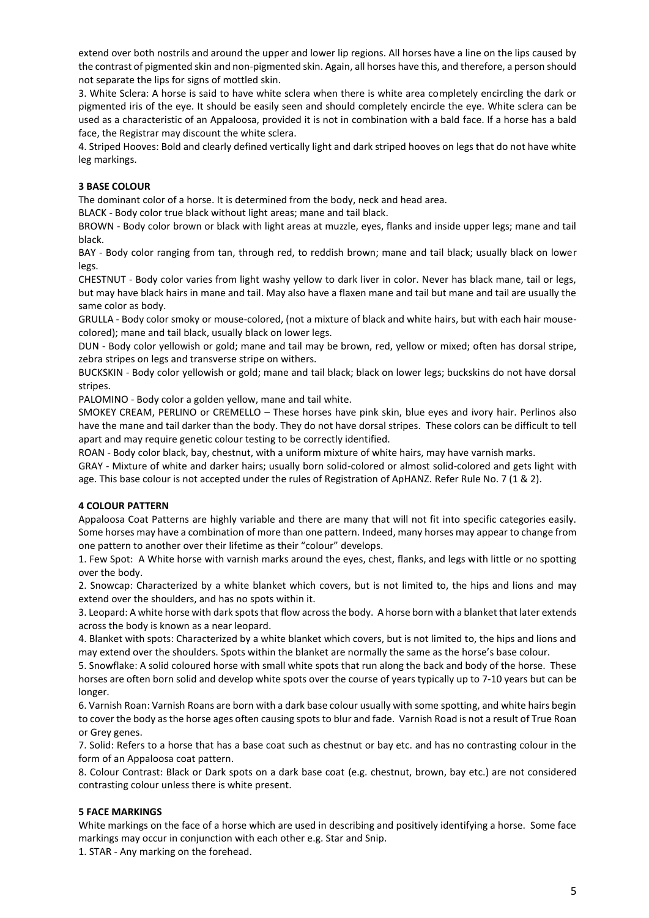extend over both nostrils and around the upper and lower lip regions. All horses have a line on the lips caused by the contrast of pigmented skin and non-pigmented skin. Again, all horses have this, and therefore, a person should not separate the lips for signs of mottled skin.

3. White Sclera: A horse is said to have white sclera when there is white area completely encircling the dark or pigmented iris of the eye. It should be easily seen and should completely encircle the eye. White sclera can be used as a characteristic of an Appaloosa, provided it is not in combination with a bald face. If a horse has a bald face, the Registrar may discount the white sclera.

4. Striped Hooves: Bold and clearly defined vertically light and dark striped hooves on legs that do not have white leg markings.

### 3 BASE COLOUR

The dominant color of a horse. It is determined from the body, neck and head area.

BLACK - Body color true black without light areas; mane and tail black.

BROWN - Body color brown or black with light areas at muzzle, eyes, flanks and inside upper legs; mane and tail black.

BAY - Body color ranging from tan, through red, to reddish brown; mane and tail black; usually black on lower legs.

CHESTNUT - Body color varies from light washy yellow to dark liver in color. Never has black mane, tail or legs, but may have black hairs in mane and tail. May also have a flaxen mane and tail but mane and tail are usually the same color as body.

GRULLA - Body color smoky or mouse-colored, (not a mixture of black and white hairs, but with each hair mouse-colored); mane and tail black, usually black on lower legs.

DUN - Body color yellowish or gold; mane and tail may be brown, red, yellow or mixed; often has dorsal stripe, zebra stripes on legs and transverse stripe on withers.

BUCKSKIN - Body color yellowish or gold; mane and tail black; black on lower legs; buckskins do not have dorsal stripes.

PALOMINO - Body color a golden yellow, mane and tail white.

SMOKEY CREAM, PERLINO or CREMELLO – These horses have pink skin, blue eyes and ivory hair. Perlinos also have the mane and tail darker than the body. They do not have dorsal stripes. These colors can be difficult to tell apart and may require genetic colour testing to be correctly identified.

ROAN - Body color black, bay, chestnut, with a uniform mixture of white hairs, may have varnish marks.

GRAY - Mixture of white and darker hairs; usually born solid-colored or almost solid-colored and gets light with age. This base colour is not accepted under the rules of Registration of ApHANZ. Refer Rule No. 7 (1 & 2).

### 4 COLOUR PATTERN

Appaloosa Coat Patterns are highly variable and there are many that will not fit into specific categories easily. Some horses may have a combination of more than one pattern. Indeed, many horses may appear to change from one pattern to another over their lifetime as their "colour" develops.

1. Few Spot: A White horse with varnish marks around the eyes, chest, flanks, and legs with little or no spotting over the body.
2. Snowcap: Characterized by a white blanket which covers, but is not limited to, the hips and lions and may extend over the shoulders, and has no spots within it.
3. Leopard: A white horse with dark spots that flow across the body. A horse born with a blanket that later extends across the body is known as a near leopard.
4. Blanket with spots: Characterized by a white blanket which covers, but is not limited to, the hips and lions and may extend over the shoulders. Spots within the blanket are normally the same as the horse's base colour.
5. Snowflake: A solid coloured horse with small white spots that run along the back and body of the horse. These horses are often born solid and develop white spots over the course of years typically up to 7-10 years but can be longer.
6. Varnish Roan: Varnish Roans are born with a dark base colour usually with some spotting, and white hairs begin to cover the body as the horse ages often causing spots to blur and fade. Varnish Road is not a result of True Roan or Grey genes.
7. Solid: Refers to a horse that has a base coat such as chestnut or bay etc. and has no contrasting colour in the form of an Appaloosa coat pattern.
8. Colour Contrast: Black or Dark spots on a dark base coat (e.g. chestnut, brown, bay etc.) are not considered contrasting colour unless there is white present.

### 5 FACE MARKINGS

White markings on the face of a horse which are used in describing and positively identifying a horse. Some face markings may occur in conjunction with each other e.g. Star and Snip.

1. STAR - Any marking on the forehead.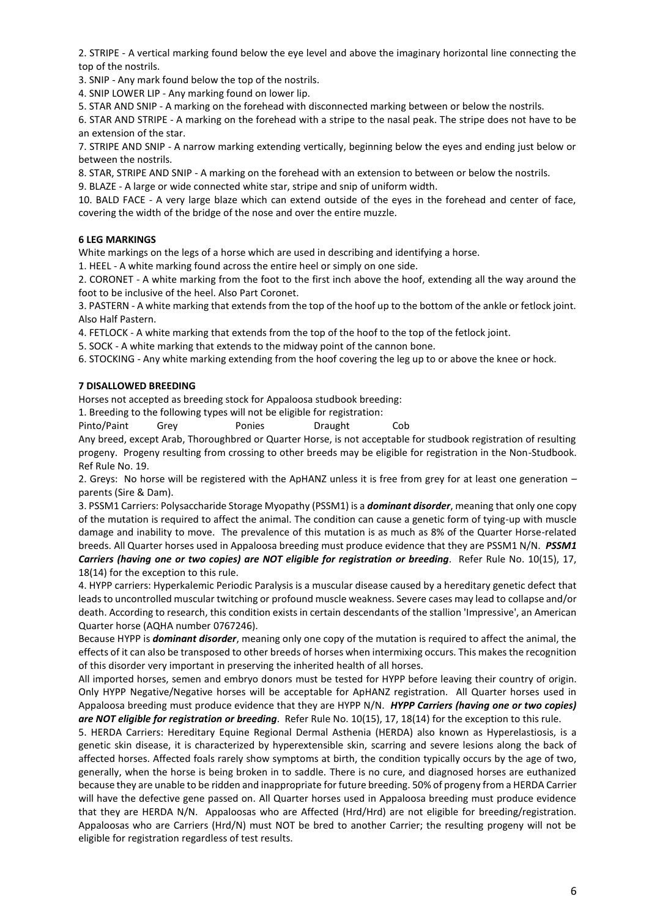2. STRIPE - A vertical marking found below the eye level and above the imaginary horizontal line connecting the top of the nostrils.

3. SNIP - Any mark found below the top of the nostrils.

4. SNIP LOWER LIP - Any marking found on lower lip.

5. STAR AND SNIP - A marking on the forehead with disconnected marking between or below the nostrils.

6. STAR AND STRIPE - A marking on the forehead with a stripe to the nasal peak. The stripe does not have to be an extension of the star.

7. STRIPE AND SNIP - A narrow marking extending vertically, beginning below the eyes and ending just below or between the nostrils.

8. STAR, STRIPE AND SNIP - A marking on the forehead with an extension to between or below the nostrils.

9. BLAZE - A large or wide connected white star, stripe and snip of uniform width.

10. BALD FACE - A very large blaze which can extend outside of the eyes in the forehead and center of face, covering the width of the bridge of the nose and over the entire muzzle.

### 6 LEG MARKINGS

White markings on the legs of a horse which are used in describing and identifying a horse.

1. HEEL - A white marking found across the entire heel or simply on one side.

2. CORONET - A white marking from the foot to the first inch above the hoof, extending all the way around the foot to be inclusive of the heel. Also Part Coronet.

3. PASTERN - A white marking that extends from the top of the hoof up to the bottom of the ankle or fetlock joint. Also Half Pastern.

4. FETLOCK - A white marking that extends from the top of the hoof to the top of the fetlock joint.

5. SOCK - A white marking that extends to the midway point of the cannon bone.

6. STOCKING - Any white marking extending from the hoof covering the leg up to or above the knee or hock.

### 7 DISALLOWED BREEDING

Horses not accepted as breeding stock for Appaloosa studbook breeding:

1. Breeding to the following types will not be eligible for registration:

Pinto/Paint Grey Ponies Draught Cob

Any breed, except Arab, Thoroughbred or Quarter Horse, is not acceptable for studbook registration of resulting progeny. Progeny resulting from crossing to other breeds may be eligible for registration in the Non-Studbook. Ref Rule No. 19.

2. Greys: No horse will be registered with the ApHANZ unless it is free from grey for at least one generation – parents (Sire & Dam).

3. PSSM1 Carriers: Polysaccharide Storage Myopathy (PSSM1) is a ***dominant disorder***, meaning that only one copy of the mutation is required to affect the animal. The condition can cause a genetic form of tying-up with muscle damage and inability to move. The prevalence of this mutation is as much as 8% of the Quarter Horse-related breeds. All Quarter horses used in Appaloosa breeding must produce evidence that they are PSSM1 N/N. ***PSSM1 Carriers (having one or two copies) are NOT eligible for registration or breeding***. Refer Rule No. 10(15), 17, 18(14) for the exception to this rule.

4. HYPP carriers: Hyperkalemic Periodic Paralysis is a muscular disease caused by a hereditary genetic defect that leads to uncontrolled muscular twitching or profound muscle weakness. Severe cases may lead to collapse and/or death. According to research, this condition exists in certain descendants of the stallion 'Impressive', an American Quarter horse (AQHA number 0767246).

Because HYPP is ***dominant disorder***, meaning only one copy of the mutation is required to affect the animal, the effects of it can also be transposed to other breeds of horses when intermixing occurs. This makes the recognition of this disorder very important in preserving the inherited health of all horses.

All imported horses, semen and embryo donors must be tested for HYPP before leaving their country of origin. Only HYPP Negative/Negative horses will be acceptable for ApHANZ registration. All Quarter horses used in Appaloosa breeding must produce evidence that they are HYPP N/N. ***HYPP Carriers (having one or two copies) are NOT eligible for registration or breeding***. Refer Rule No. 10(15), 17, 18(14) for the exception to this rule.

5. HERDA Carriers: Hereditary Equine Regional Dermal Asthenia (HERDA) also known as Hyperelastiosis, is a genetic skin disease, it is characterized by hyperextensible skin, scarring and severe lesions along the back of affected horses. Affected foals rarely show symptoms at birth, the condition typically occurs by the age of two, generally, when the horse is being broken in to saddle. There is no cure, and diagnosed horses are euthanized because they are unable to be ridden and inappropriate for future breeding. 50% of progeny from a HERDA Carrier will have the defective gene passed on. All Quarter horses used in Appaloosa breeding must produce evidence that they are HERDA N/N. Appaloosas who are Affected (Hrd/Hrd) are not eligible for breeding/registration. Appaloosas who are Carriers (Hrd/N) must NOT be bred to another Carrier; the resulting progeny will not be eligible for registration regardless of test results.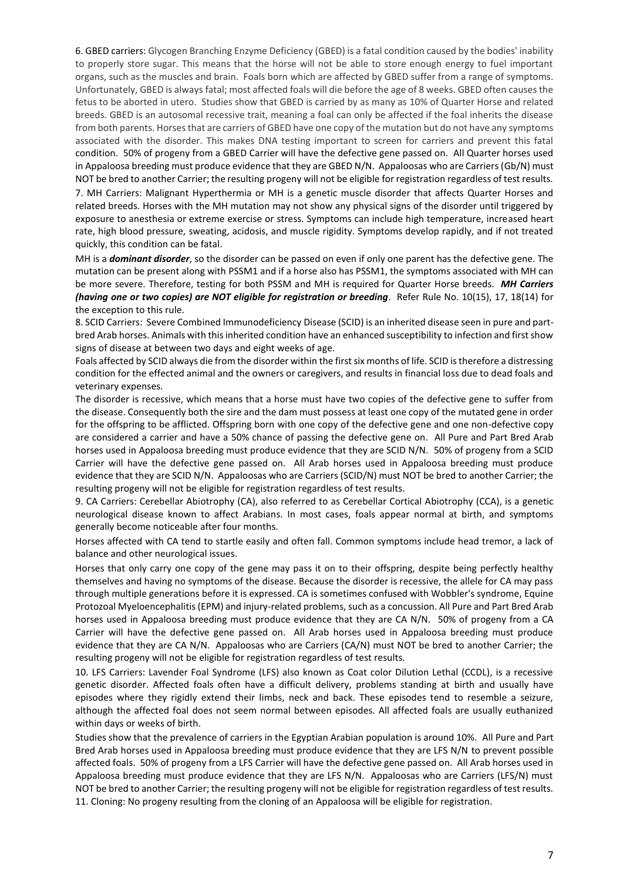6. GBED carriers: Glycogen Branching Enzyme Deficiency (GBED) is a fatal condition caused by the bodies' inability to properly store sugar. This means that the horse will not be able to store enough energy to fuel important organs, such as the muscles and brain. Foals born which are affected by GBED suffer from a range of symptoms. Unfortunately, GBED is always fatal; most affected foals will die before the age of 8 weeks. GBED often causes the fetus to be aborted in utero. Studies show that GBED is carried by as many as 10% of Quarter Horse and related breeds. GBED is an autosomal recessive trait, meaning a foal can only be affected if the foal inherits the disease from both parents. Horses that are carriers of GBED have one copy of the mutation but do not have any symptoms associated with the disorder. This makes DNA testing important to screen for carriers and prevent this fatal condition. 50% of progeny from a GBED Carrier will have the defective gene passed on. All Quarter horses used in Appaloosa breeding must produce evidence that they are GBED N/N. Appaloosas who are Carriers (Gb/N) must NOT be bred to another Carrier; the resulting progeny will not be eligible for registration regardless of test results.

7. MH Carriers: Malignant Hyperthermia or MH is a genetic muscle disorder that affects Quarter Horses and related breeds. Horses with the MH mutation may not show any physical signs of the disorder until triggered by exposure to anesthesia or extreme exercise or stress. Symptoms can include high temperature, increased heart rate, high blood pressure, sweating, acidosis, and muscle rigidity. Symptoms develop rapidly, and if not treated quickly, this condition can be fatal.

MH is a ***dominant disorder***, so the disorder can be passed on even if only one parent has the defective gene. The mutation can be present along with PSSM1 and if a horse also has PSSM1, the symptoms associated with MH can be more severe. Therefore, testing for both PSSM and MH is required for Quarter Horse breeds. ***MH Carriers (having one or two copies) are NOT eligible for registration or breeding***. Refer Rule No. 10(15), 17, 18(14) for the exception to this rule.

8. SCID Carriers: Severe Combined Immunodeficiency Disease (SCID) is an inherited disease seen in pure and part-bred Arab horses. Animals with this inherited condition have an enhanced susceptibility to infection and first show signs of disease at between two days and eight weeks of age.

Foals affected by SCID always die from the disorder within the first six months of life. SCID is therefore a distressing condition for the effected animal and the owners or caregivers, and results in financial loss due to dead foals and veterinary expenses.

The disorder is recessive, which means that a horse must have two copies of the defective gene to suffer from the disease. Consequently both the sire and the dam must possess at least one copy of the mutated gene in order for the offspring to be afflicted. Offspring born with one copy of the defective gene and one non-defective copy are considered a carrier and have a 50% chance of passing the defective gene on. All Pure and Part Bred Arab horses used in Appaloosa breeding must produce evidence that they are SCID N/N. 50% of progeny from a SCID Carrier will have the defective gene passed on. All Arab horses used in Appaloosa breeding must produce evidence that they are SCID N/N. Appaloosas who are Carriers (SCID/N) must NOT be bred to another Carrier; the resulting progeny will not be eligible for registration regardless of test results.

9. CA Carriers: Cerebellar Abiotrophy (CA), also referred to as Cerebellar Cortical Abiotrophy (CCA), is a genetic neurological disease known to affect Arabians. In most cases, foals appear normal at birth, and symptoms generally become noticeable after four months.

Horses affected with CA tend to startle easily and often fall. Common symptoms include head tremor, a lack of balance and other neurological issues.

Horses that only carry one copy of the gene may pass it on to their offspring, despite being perfectly healthy themselves and having no symptoms of the disease. Because the disorder is recessive, the allele for CA may pass through multiple generations before it is expressed. CA is sometimes confused with Wobbler's syndrome, Equine Protozoal Myeloencephalitis (EPM) and injury-related problems, such as a concussion. All Pure and Part Bred Arab horses used in Appaloosa breeding must produce evidence that they are CA N/N. 50% of progeny from a CA Carrier will have the defective gene passed on. All Arab horses used in Appaloosa breeding must produce evidence that they are CA N/N. Appaloosas who are Carriers (CA/N) must NOT be bred to another Carrier; the resulting progeny will not be eligible for registration regardless of test results.

10. LFS Carriers: Lavender Foal Syndrome (LFS) also known as Coat color Dilution Lethal (CCDL), is a recessive genetic disorder. Affected foals often have a difficult delivery, problems standing at birth and usually have episodes where they rigidly extend their limbs, neck and back. These episodes tend to resemble a seizure, although the affected foal does not seem normal between episodes. All affected foals are usually euthanized within days or weeks of birth.

Studies show that the prevalence of carriers in the Egyptian Arabian population is around 10%. All Pure and Part Bred Arab horses used in Appaloosa breeding must produce evidence that they are LFS N/N to prevent possible affected foals. 50% of progeny from a LFS Carrier will have the defective gene passed on. All Arab horses used in Appaloosa breeding must produce evidence that they are LFS N/N. Appaloosas who are Carriers (LFS/N) must NOT be bred to another Carrier; the resulting progeny will not be eligible for registration regardless of test results.

11. Cloning: No progeny resulting from the cloning of an Appaloosa will be eligible for registration.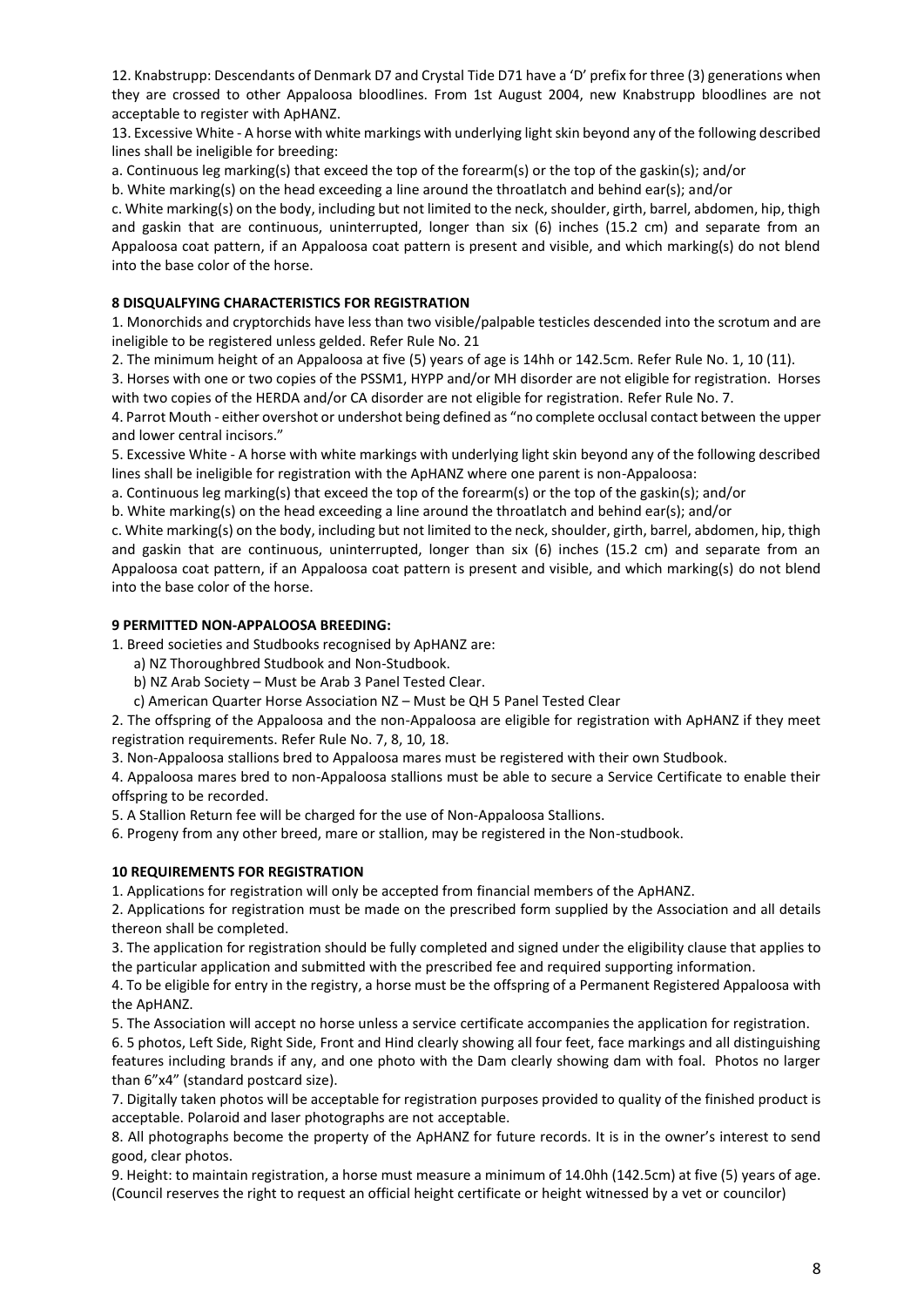12. Knabstrupp: Descendants of Denmark D7 and Crystal Tide D71 have a 'D' prefix for three (3) generations when they are crossed to other Appaloosa bloodlines. From 1st August 2004, new Knabstrupp bloodlines are not acceptable to register with ApHANZ.

13. Excessive White - A horse with white markings with underlying light skin beyond any of the following described lines shall be ineligible for breeding:

a. Continuous leg marking(s) that exceed the top of the forearm(s) or the top of the gaskin(s); and/or

b. White marking(s) on the head exceeding a line around the throatlatch and behind ear(s); and/or

c. White marking(s) on the body, including but not limited to the neck, shoulder, girth, barrel, abdomen, hip, thigh and gaskin that are continuous, uninterrupted, longer than six (6) inches (15.2 cm) and separate from an Appaloosa coat pattern, if an Appaloosa coat pattern is present and visible, and which marking(s) do not blend into the base color of the horse.

**8 DISQUALFYING CHARACTERISTICS FOR REGISTRATION**

1. Monorchids and cryptorchids have less than two visible/palpable testicles descended into the scrotum and are ineligible to be registered unless gelded. Refer Rule No. 21

2. The minimum height of an Appaloosa at five (5) years of age is 14hh or 142.5cm. Refer Rule No. 1, 10 (11).

3. Horses with one or two copies of the PSSM1, HYPP and/or MH disorder are not eligible for registration. Horses with two copies of the HERDA and/or CA disorder are not eligible for registration. Refer Rule No. 7.

4. Parrot Mouth - either overshot or undershot being defined as "no complete occlusal contact between the upper and lower central incisors."

5. Excessive White - A horse with white markings with underlying light skin beyond any of the following described lines shall be ineligible for registration with the ApHANZ where one parent is non-Appaloosa:

a. Continuous leg marking(s) that exceed the top of the forearm(s) or the top of the gaskin(s); and/or

b. White marking(s) on the head exceeding a line around the throatlatch and behind ear(s); and/or

c. White marking(s) on the body, including but not limited to the neck, shoulder, girth, barrel, abdomen, hip, thigh and gaskin that are continuous, uninterrupted, longer than six (6) inches (15.2 cm) and separate from an Appaloosa coat pattern, if an Appaloosa coat pattern is present and visible, and which marking(s) do not blend into the base color of the horse.

**9 PERMITTED NON-APPALOOSA BREEDING:**

1. Breed societies and Studbooks recognised by ApHANZ are:
   - a) NZ Thoroughbred Studbook and Non-Studbook.
   - b) NZ Arab Society – Must be Arab 3 Panel Tested Clear.
   - c) American Quarter Horse Association NZ – Must be QH 5 Panel Tested Clear

2. The offspring of the Appaloosa and the non-Appaloosa are eligible for registration with ApHANZ if they meet registration requirements. Refer Rule No. 7, 8, 10, 18.

3. Non-Appaloosa stallions bred to Appaloosa mares must be registered with their own Studbook.

4. Appaloosa mares bred to non-Appaloosa stallions must be able to secure a Service Certificate to enable their offspring to be recorded.

5. A Stallion Return fee will be charged for the use of Non-Appaloosa Stallions.

6. Progeny from any other breed, mare or stallion, may be registered in the Non-studbook.

**10 REQUIREMENTS FOR REGISTRATION**

1. Applications for registration will only be accepted from financial members of the ApHANZ.

2. Applications for registration must be made on the prescribed form supplied by the Association and all details thereon shall be completed.

3. The application for registration should be fully completed and signed under the eligibility clause that applies to the particular application and submitted with the prescribed fee and required supporting information.

4. To be eligible for entry in the registry, a horse must be the offspring of a Permanent Registered Appaloosa with the ApHANZ.

5. The Association will accept no horse unless a service certificate accompanies the application for registration.

6. 5 photos, Left Side, Right Side, Front and Hind clearly showing all four feet, face markings and all distinguishing features including brands if any, and one photo with the Dam clearly showing dam with foal. Photos no larger than 6"x4" (standard postcard size).

7. Digitally taken photos will be acceptable for registration purposes provided to quality of the finished product is acceptable. Polaroid and laser photographs are not acceptable.

8. All photographs become the property of the ApHANZ for future records. It is in the owner's interest to send good, clear photos.

9. Height: to maintain registration, a horse must measure a minimum of 14.0hh (142.5cm) at five (5) years of age. (Council reserves the right to request an official height certificate or height witnessed by a vet or councilor)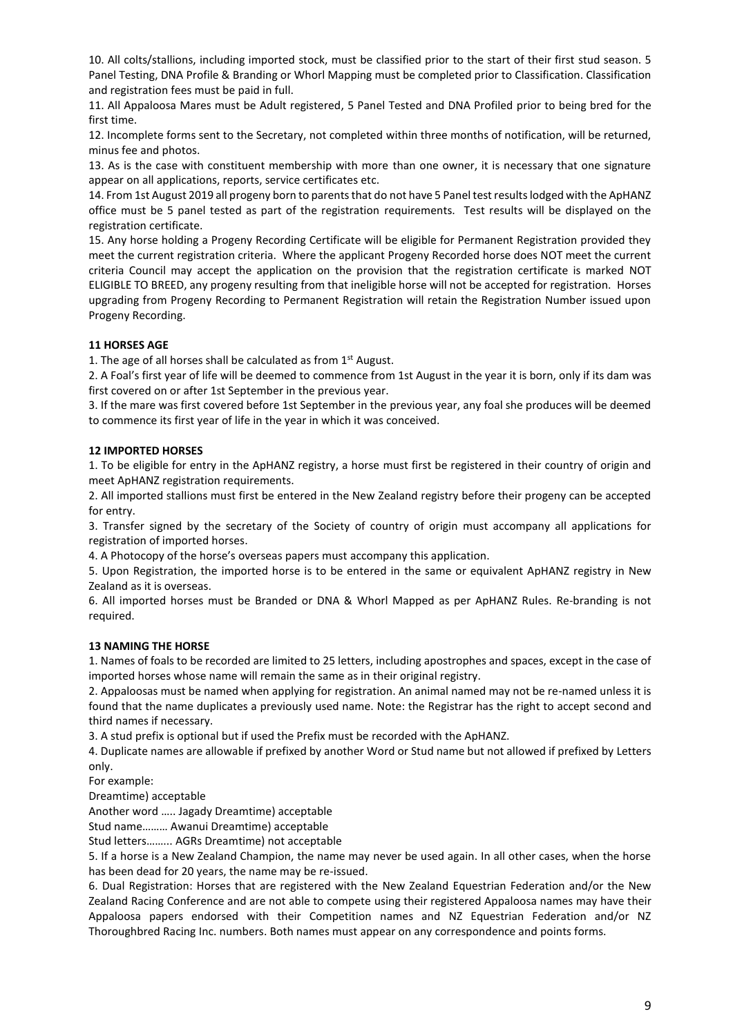10. All colts/stallions, including imported stock, must be classified prior to the start of their first stud season. 5 Panel Testing, DNA Profile & Branding or Whorl Mapping must be completed prior to Classification. Classification and registration fees must be paid in full.

11. All Appaloosa Mares must be Adult registered, 5 Panel Tested and DNA Profiled prior to being bred for the first time.

12. Incomplete forms sent to the Secretary, not completed within three months of notification, will be returned, minus fee and photos.

13. As is the case with constituent membership with more than one owner, it is necessary that one signature appear on all applications, reports, service certificates etc.

14. From 1st August 2019 all progeny born to parents that do not have 5 Panel test results lodged with the ApHANZ office must be 5 panel tested as part of the registration requirements. Test results will be displayed on the registration certificate.

15. Any horse holding a Progeny Recording Certificate will be eligible for Permanent Registration provided they meet the current registration criteria. Where the applicant Progeny Recorded horse does NOT meet the current criteria Council may accept the application on the provision that the registration certificate is marked NOT ELIGIBLE TO BREED, any progeny resulting from that ineligible horse will not be accepted for registration. Horses upgrading from Progeny Recording to Permanent Registration will retain the Registration Number issued upon Progeny Recording.

**11 HORSES AGE**

1. The age of all horses shall be calculated as from 1st August.

2. A Foal's first year of life will be deemed to commence from 1st August in the year it is born, only if its dam was first covered on or after 1st September in the previous year.

3. If the mare was first covered before 1st September in the previous year, any foal she produces will be deemed to commence its first year of life in the year in which it was conceived.

**12 IMPORTED HORSES**

1. To be eligible for entry in the ApHANZ registry, a horse must first be registered in their country of origin and meet ApHANZ registration requirements.

2. All imported stallions must first be entered in the New Zealand registry before their progeny can be accepted for entry.

3. Transfer signed by the secretary of the Society of country of origin must accompany all applications for registration of imported horses.

4. A Photocopy of the horse's overseas papers must accompany this application.

5. Upon Registration, the imported horse is to be entered in the same or equivalent ApHANZ registry in New Zealand as it is overseas.

6. All imported horses must be Branded or DNA & Whorl Mapped as per ApHANZ Rules. Re-branding is not required.

**13 NAMING THE HORSE**

1. Names of foals to be recorded are limited to 25 letters, including apostrophes and spaces, except in the case of imported horses whose name will remain the same as in their original registry.

2. Appaloosas must be named when applying for registration. An animal named may not be re-named unless it is found that the name duplicates a previously used name. Note: the Registrar has the right to accept second and third names if necessary.

3. A stud prefix is optional but if used the Prefix must be recorded with the ApHANZ.

4. Duplicate names are allowable if prefixed by another Word or Stud name but not allowed if prefixed by Letters only.

For example:

Dreamtime) acceptable

Another word ….. Jagady Dreamtime) acceptable

Stud name……… Awanui Dreamtime) acceptable

Stud letters…….. AGRs Dreamtime) not acceptable

5. If a horse is a New Zealand Champion, the name may never be used again. In all other cases, when the horse has been dead for 20 years, the name may be re-issued.

6. Dual Registration: Horses that are registered with the New Zealand Equestrian Federation and/or the New Zealand Racing Conference and are not able to compete using their registered Appaloosa names may have their Appaloosa papers endorsed with their Competition names and NZ Equestrian Federation and/or NZ Thoroughbred Racing Inc. numbers. Both names must appear on any correspondence and points forms.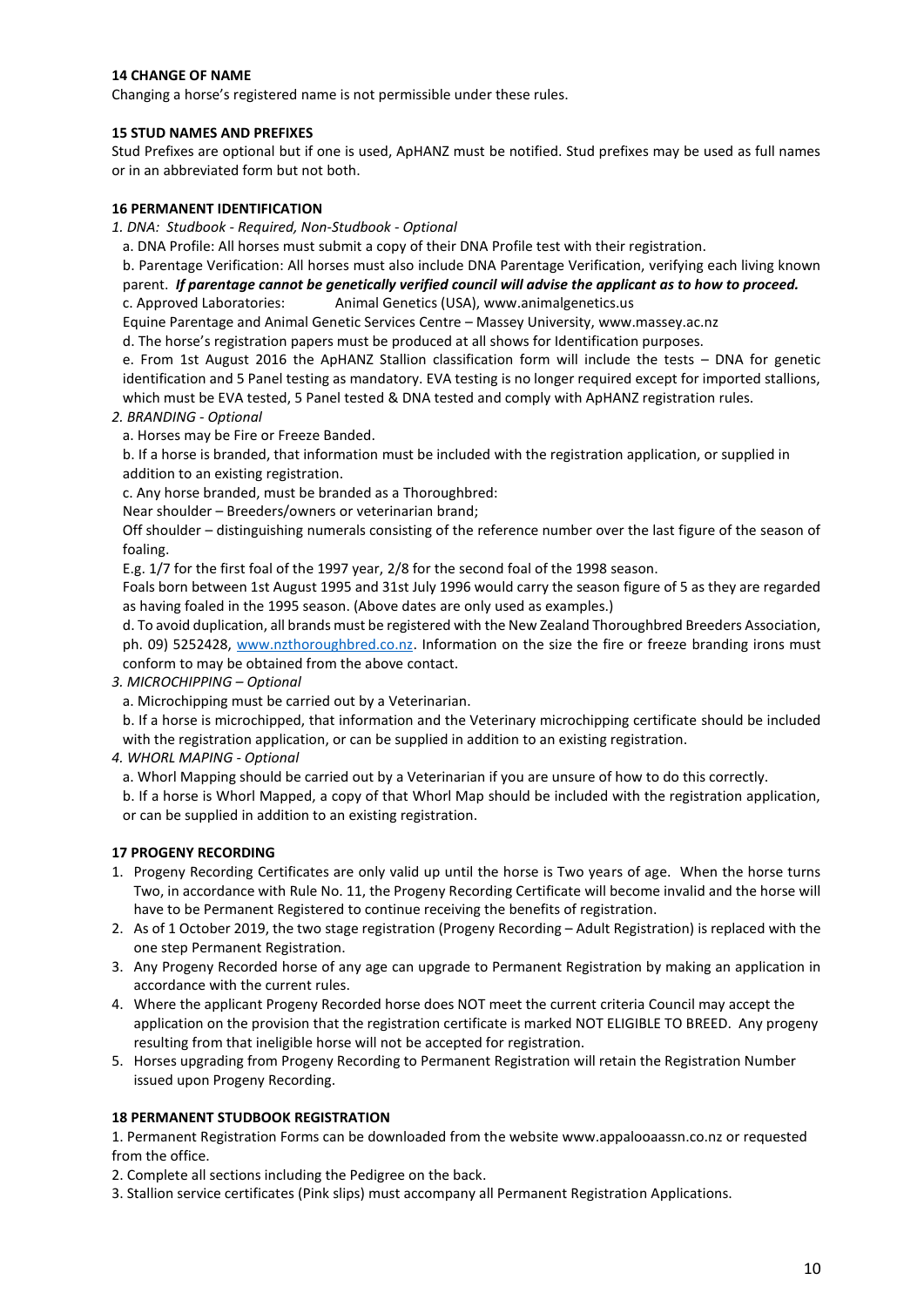### 14 CHANGE OF NAME

Changing a horse's registered name is not permissible under these rules.

### 15 STUD NAMES AND PREFIXES

Stud Prefixes are optional but if one is used, ApHANZ must be notified. Stud prefixes may be used as full names or in an abbreviated form but not both.

### 16 PERMANENT IDENTIFICATION

*1. DNA: Studbook - Required, Non-Studbook - Optional*

a. DNA Profile: All horses must submit a copy of their DNA Profile test with their registration.

b. Parentage Verification: All horses must also include DNA Parentage Verification, verifying each living known parent. ***If parentage cannot be genetically verified council will advise the applicant as to how to proceed.***

c. Approved Laboratories: Animal Genetics (USA), www.animalgenetics.us

Equine Parentage and Animal Genetic Services Centre – Massey University, www.massey.ac.nz

d. The horse's registration papers must be produced at all shows for Identification purposes.

e. From 1st August 2016 the ApHANZ Stallion classification form will include the tests – DNA for genetic identification and 5 Panel testing as mandatory. EVA testing is no longer required except for imported stallions, which must be EVA tested, 5 Panel tested & DNA tested and comply with ApHANZ registration rules.

*2. BRANDING - Optional*

a. Horses may be Fire or Freeze Banded.

b. If a horse is branded, that information must be included with the registration application, or supplied in addition to an existing registration.

c. Any horse branded, must be branded as a Thoroughbred:

Near shoulder – Breeders/owners or veterinarian brand;

Off shoulder – distinguishing numerals consisting of the reference number over the last figure of the season of foaling.

E.g. 1/7 for the first foal of the 1997 year, 2/8 for the second foal of the 1998 season.

Foals born between 1st August 1995 and 31st July 1996 would carry the season figure of 5 as they are regarded as having foaled in the 1995 season. (Above dates are only used as examples.)

d. To avoid duplication, all brands must be registered with the New Zealand Thoroughbred Breeders Association, ph. 09) 5252428, www.nzthoroughbred.co.nz. Information on the size the fire or freeze branding irons must conform to may be obtained from the above contact.

*3. MICROCHIPPING – Optional*

a. Microchipping must be carried out by a Veterinarian.

b. If a horse is microchipped, that information and the Veterinary microchipping certificate should be included with the registration application, or can be supplied in addition to an existing registration.

*4. WHORL MAPING - Optional*

a. Whorl Mapping should be carried out by a Veterinarian if you are unsure of how to do this correctly.

b. If a horse is Whorl Mapped, a copy of that Whorl Map should be included with the registration application, or can be supplied in addition to an existing registration.

### 17 PROGENY RECORDING

1. Progeny Recording Certificates are only valid up until the horse is Two years of age. When the horse turns Two, in accordance with Rule No. 11, the Progeny Recording Certificate will become invalid and the horse will have to be Permanent Registered to continue receiving the benefits of registration.
2. As of 1 October 2019, the two stage registration (Progeny Recording – Adult Registration) is replaced with the one step Permanent Registration.
3. Any Progeny Recorded horse of any age can upgrade to Permanent Registration by making an application in accordance with the current rules.
4. Where the applicant Progeny Recorded horse does NOT meet the current criteria Council may accept the application on the provision that the registration certificate is marked NOT ELIGIBLE TO BREED. Any progeny resulting from that ineligible horse will not be accepted for registration.
5. Horses upgrading from Progeny Recording to Permanent Registration will retain the Registration Number issued upon Progeny Recording.

### 18 PERMANENT STUDBOOK REGISTRATION

1. Permanent Registration Forms can be downloaded from the website www.appalooaassn.co.nz or requested from the office.
2. Complete all sections including the Pedigree on the back.
3. Stallion service certificates (Pink slips) must accompany all Permanent Registration Applications.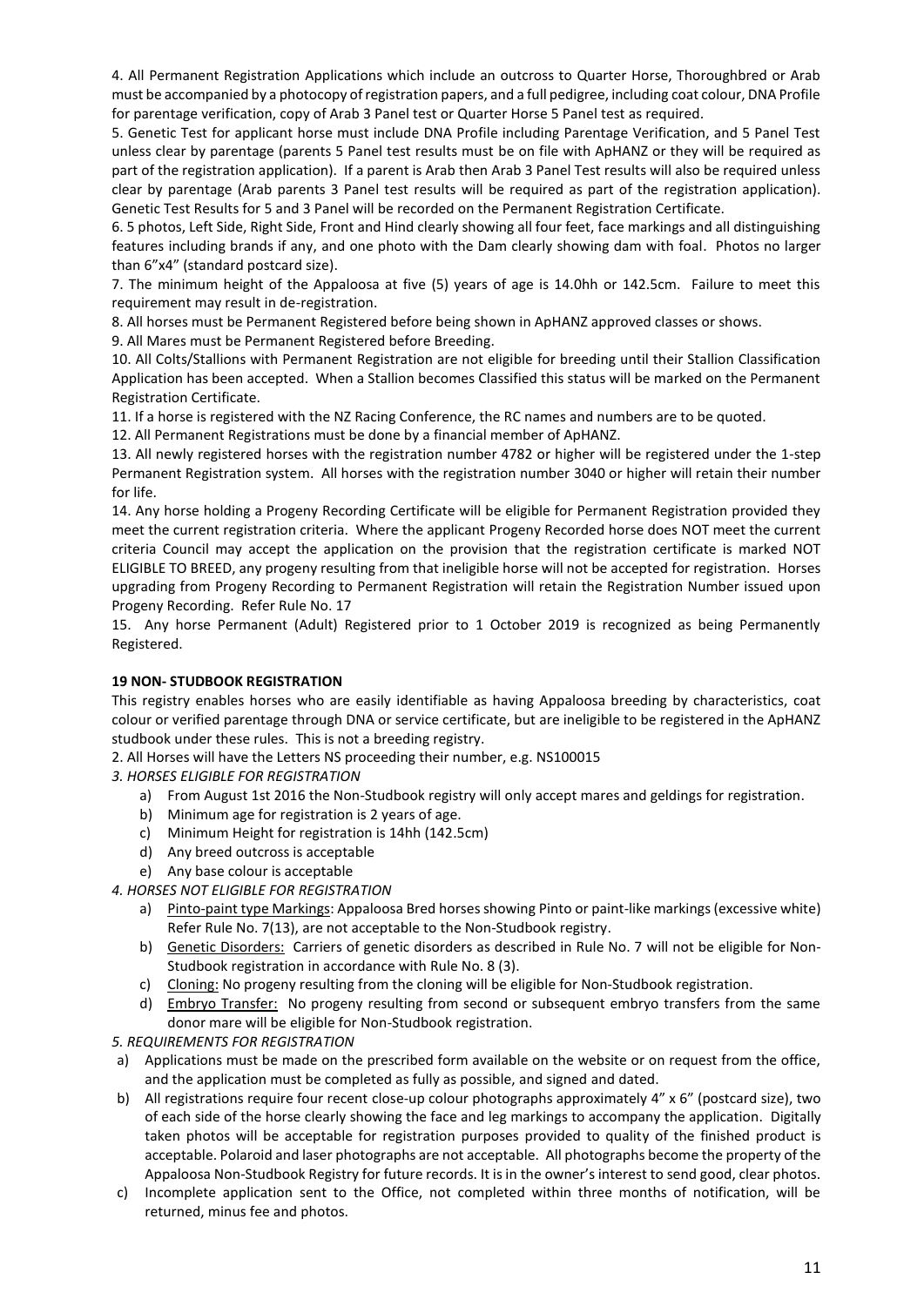4. All Permanent Registration Applications which include an outcross to Quarter Horse, Thoroughbred or Arab must be accompanied by a photocopy of registration papers, and a full pedigree, including coat colour, DNA Profile for parentage verification, copy of Arab 3 Panel test or Quarter Horse 5 Panel test as required.

5. Genetic Test for applicant horse must include DNA Profile including Parentage Verification, and 5 Panel Test unless clear by parentage (parents 5 Panel test results must be on file with ApHANZ or they will be required as part of the registration application). If a parent is Arab then Arab 3 Panel Test results will also be required unless clear by parentage (Arab parents 3 Panel test results will be required as part of the registration application). Genetic Test Results for 5 and 3 Panel will be recorded on the Permanent Registration Certificate.

6. 5 photos, Left Side, Right Side, Front and Hind clearly showing all four feet, face markings and all distinguishing features including brands if any, and one photo with the Dam clearly showing dam with foal. Photos no larger than 6"x4" (standard postcard size).

7. The minimum height of the Appaloosa at five (5) years of age is 14.0hh or 142.5cm. Failure to meet this requirement may result in de-registration.

8. All horses must be Permanent Registered before being shown in ApHANZ approved classes or shows.

9. All Mares must be Permanent Registered before Breeding.

10. All Colts/Stallions with Permanent Registration are not eligible for breeding until their Stallion Classification Application has been accepted. When a Stallion becomes Classified this status will be marked on the Permanent Registration Certificate.

11. If a horse is registered with the NZ Racing Conference, the RC names and numbers are to be quoted.

12. All Permanent Registrations must be done by a financial member of ApHANZ.

13. All newly registered horses with the registration number 4782 or higher will be registered under the 1-step Permanent Registration system. All horses with the registration number 3040 or higher will retain their number for life.

14. Any horse holding a Progeny Recording Certificate will be eligible for Permanent Registration provided they meet the current registration criteria. Where the applicant Progeny Recorded horse does NOT meet the current criteria Council may accept the application on the provision that the registration certificate is marked NOT ELIGIBLE TO BREED, any progeny resulting from that ineligible horse will not be accepted for registration. Horses upgrading from Progeny Recording to Permanent Registration will retain the Registration Number issued upon Progeny Recording. Refer Rule No. 17

15. Any horse Permanent (Adult) Registered prior to 1 October 2019 is recognized as being Permanently Registered.

**19 NON- STUDBOOK REGISTRATION**

This registry enables horses who are easily identifiable as having Appaloosa breeding by characteristics, coat colour or verified parentage through DNA or service certificate, but are ineligible to be registered in the ApHANZ studbook under these rules. This is not a breeding registry.

2. All Horses will have the Letters NS proceeding their number, e.g. NS100015

*3. HORSES ELIGIBLE FOR REGISTRATION*

- a) From August 1st 2016 the Non-Studbook registry will only accept mares and geldings for registration.
- b) Minimum age for registration is 2 years of age.
- c) Minimum Height for registration is 14hh (142.5cm)
- d) Any breed outcross is acceptable
- e) Any base colour is acceptable

*4. HORSES NOT ELIGIBLE FOR REGISTRATION*

- a) Pinto-paint type Markings: Appaloosa Bred horses showing Pinto or paint-like markings (excessive white) Refer Rule No. 7(13), are not acceptable to the Non-Studbook registry.
- b) Genetic Disorders: Carriers of genetic disorders as described in Rule No. 7 will not be eligible for Non-Studbook registration in accordance with Rule No. 8 (3).
- c) Cloning: No progeny resulting from the cloning will be eligible for Non-Studbook registration.
- d) Embryo Transfer: No progeny resulting from second or subsequent embryo transfers from the same donor mare will be eligible for Non-Studbook registration.

*5. REQUIREMENTS FOR REGISTRATION*

- a) Applications must be made on the prescribed form available on the website or on request from the office, and the application must be completed as fully as possible, and signed and dated.
- b) All registrations require four recent close-up colour photographs approximately 4" x 6" (postcard size), two of each side of the horse clearly showing the face and leg markings to accompany the application. Digitally taken photos will be acceptable for registration purposes provided to quality of the finished product is acceptable. Polaroid and laser photographs are not acceptable. All photographs become the property of the Appaloosa Non-Studbook Registry for future records. It is in the owner's interest to send good, clear photos.
- c) Incomplete application sent to the Office, not completed within three months of notification, will be returned, minus fee and photos.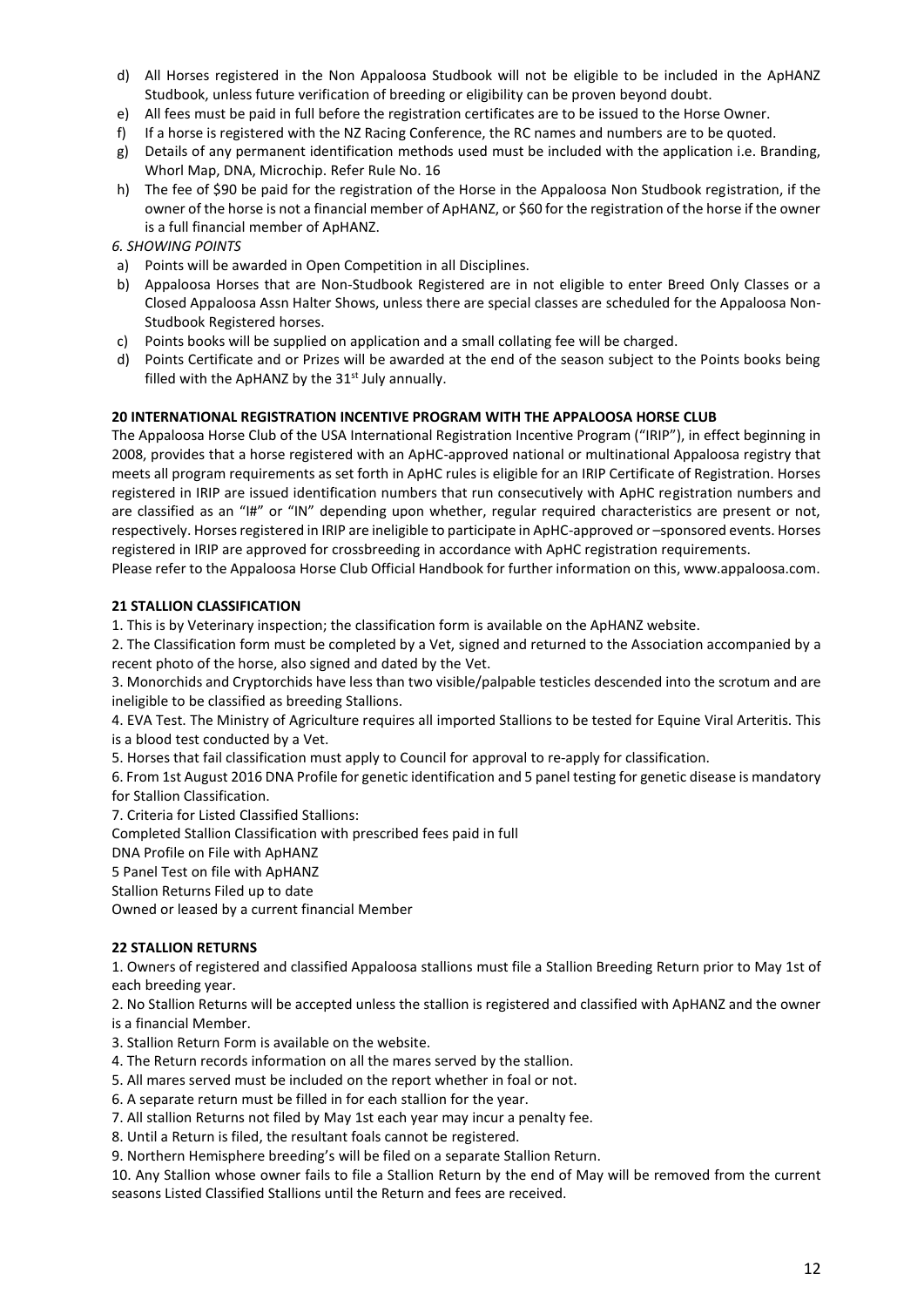d) All Horses registered in the Non Appaloosa Studbook will not be eligible to be included in the ApHANZ Studbook, unless future verification of breeding or eligibility can be proven beyond doubt.
e) All fees must be paid in full before the registration certificates are to be issued to the Horse Owner.
f) If a horse is registered with the NZ Racing Conference, the RC names and numbers are to be quoted.
g) Details of any permanent identification methods used must be included with the application i.e. Branding, Whorl Map, DNA, Microchip. Refer Rule No. 16
h) The fee of $90 be paid for the registration of the Horse in the Appaloosa Non Studbook registration, if the owner of the horse is not a financial member of ApHANZ, or $60 for the registration of the horse if the owner is a full financial member of ApHANZ.

*6. SHOWING POINTS*

a) Points will be awarded in Open Competition in all Disciplines.
b) Appaloosa Horses that are Non-Studbook Registered are in not eligible to enter Breed Only Classes or a Closed Appaloosa Assn Halter Shows, unless there are special classes are scheduled for the Appaloosa Non-Studbook Registered horses.
c) Points books will be supplied on application and a small collating fee will be charged.
d) Points Certificate and or Prizes will be awarded at the end of the season subject to the Points books being filled with the ApHANZ by the 31st July annually.

**20 INTERNATIONAL REGISTRATION INCENTIVE PROGRAM WITH THE APPALOOSA HORSE CLUB**

The Appaloosa Horse Club of the USA International Registration Incentive Program ("IRIP"), in effect beginning in 2008, provides that a horse registered with an ApHC-approved national or multinational Appaloosa registry that meets all program requirements as set forth in ApHC rules is eligible for an IRIP Certificate of Registration. Horses registered in IRIP are issued identification numbers that run consecutively with ApHC registration numbers and are classified as an "I#" or "IN" depending upon whether, regular required characteristics are present or not, respectively. Horses registered in IRIP are ineligible to participate in ApHC-approved or –sponsored events. Horses registered in IRIP are approved for crossbreeding in accordance with ApHC registration requirements.

Please refer to the Appaloosa Horse Club Official Handbook for further information on this, www.appaloosa.com.

**21 STALLION CLASSIFICATION**

1. This is by Veterinary inspection; the classification form is available on the ApHANZ website.
2. The Classification form must be completed by a Vet, signed and returned to the Association accompanied by a recent photo of the horse, also signed and dated by the Vet.
3. Monorchids and Cryptorchids have less than two visible/palpable testicles descended into the scrotum and are ineligible to be classified as breeding Stallions.
4. EVA Test. The Ministry of Agriculture requires all imported Stallions to be tested for Equine Viral Arteritis. This is a blood test conducted by a Vet.
5. Horses that fail classification must apply to Council for approval to re-apply for classification.
6. From 1st August 2016 DNA Profile for genetic identification and 5 panel testing for genetic disease is mandatory for Stallion Classification.
7. Criteria for Listed Classified Stallions:

Completed Stallion Classification with prescribed fees paid in full
DNA Profile on File with ApHANZ
5 Panel Test on file with ApHANZ
Stallion Returns Filed up to date
Owned or leased by a current financial Member

**22 STALLION RETURNS**

1. Owners of registered and classified Appaloosa stallions must file a Stallion Breeding Return prior to May 1st of each breeding year.
2. No Stallion Returns will be accepted unless the stallion is registered and classified with ApHANZ and the owner is a financial Member.
3. Stallion Return Form is available on the website.
4. The Return records information on all the mares served by the stallion.
5. All mares served must be included on the report whether in foal or not.
6. A separate return must be filled in for each stallion for the year.
7. All stallion Returns not filed by May 1st each year may incur a penalty fee.
8. Until a Return is filed, the resultant foals cannot be registered.
9. Northern Hemisphere breeding's will be filed on a separate Stallion Return.
10. Any Stallion whose owner fails to file a Stallion Return by the end of May will be removed from the current seasons Listed Classified Stallions until the Return and fees are received.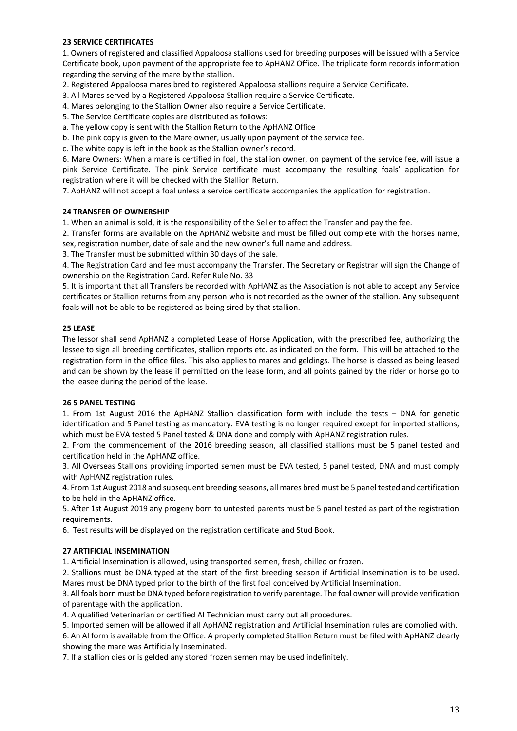## 23 SERVICE CERTIFICATES

1. Owners of registered and classified Appaloosa stallions used for breeding purposes will be issued with a Service Certificate book, upon payment of the appropriate fee to ApHANZ Office. The triplicate form records information regarding the serving of the mare by the stallion.
2. Registered Appaloosa mares bred to registered Appaloosa stallions require a Service Certificate.
3. All Mares served by a Registered Appaloosa Stallion require a Service Certificate.
4. Mares belonging to the Stallion Owner also require a Service Certificate.
5. The Service Certificate copies are distributed as follows:

a. The yellow copy is sent with the Stallion Return to the ApHANZ Office

b. The pink copy is given to the Mare owner, usually upon payment of the service fee.

c. The white copy is left in the book as the Stallion owner's record.

6. Mare Owners: When a mare is certified in foal, the stallion owner, on payment of the service fee, will issue a pink Service Certificate. The pink Service certificate must accompany the resulting foals' application for registration where it will be checked with the Stallion Return.
7. ApHANZ will not accept a foal unless a service certificate accompanies the application for registration.

## 24 TRANSFER OF OWNERSHIP

1. When an animal is sold, it is the responsibility of the Seller to affect the Transfer and pay the fee.
2. Transfer forms are available on the ApHANZ website and must be filled out complete with the horses name, sex, registration number, date of sale and the new owner's full name and address.
3. The Transfer must be submitted within 30 days of the sale.
4. The Registration Card and fee must accompany the Transfer. The Secretary or Registrar will sign the Change of ownership on the Registration Card. Refer Rule No. 33
5. It is important that all Transfers be recorded with ApHANZ as the Association is not able to accept any Service certificates or Stallion returns from any person who is not recorded as the owner of the stallion. Any subsequent foals will not be able to be registered as being sired by that stallion.

## 25 LEASE

The lessor shall send ApHANZ a completed Lease of Horse Application, with the prescribed fee, authorizing the lessee to sign all breeding certificates, stallion reports etc. as indicated on the form. This will be attached to the registration form in the office files. This also applies to mares and geldings. The horse is classed as being leased and can be shown by the lease if permitted on the lease form, and all points gained by the rider or horse go to the leasee during the period of the lease.

## 26 5 PANEL TESTING

1. From 1st August 2016 the ApHANZ Stallion classification form with include the tests – DNA for genetic identification and 5 Panel testing as mandatory. EVA testing is no longer required except for imported stallions, which must be EVA tested 5 Panel tested & DNA done and comply with ApHANZ registration rules.
2. From the commencement of the 2016 breeding season, all classified stallions must be 5 panel tested and certification held in the ApHANZ office.
3. All Overseas Stallions providing imported semen must be EVA tested, 5 panel tested, DNA and must comply with ApHANZ registration rules.
4. From 1st August 2018 and subsequent breeding seasons, all mares bred must be 5 panel tested and certification to be held in the ApHANZ office.
5. After 1st August 2019 any progeny born to untested parents must be 5 panel tested as part of the registration requirements.
6. Test results will be displayed on the registration certificate and Stud Book.

## 27 ARTIFICIAL INSEMINATION

1. Artificial Insemination is allowed, using transported semen, fresh, chilled or frozen.
2. Stallions must be DNA typed at the start of the first breeding season if Artificial Insemination is to be used. Mares must be DNA typed prior to the birth of the first foal conceived by Artificial Insemination.
3. All foals born must be DNA typed before registration to verify parentage. The foal owner will provide verification of parentage with the application.
4. A qualified Veterinarian or certified AI Technician must carry out all procedures.
5. Imported semen will be allowed if all ApHANZ registration and Artificial Insemination rules are complied with.
6. An AI form is available from the Office. A properly completed Stallion Return must be filed with ApHANZ clearly showing the mare was Artificially Inseminated.
7. If a stallion dies or is gelded any stored frozen semen may be used indefinitely.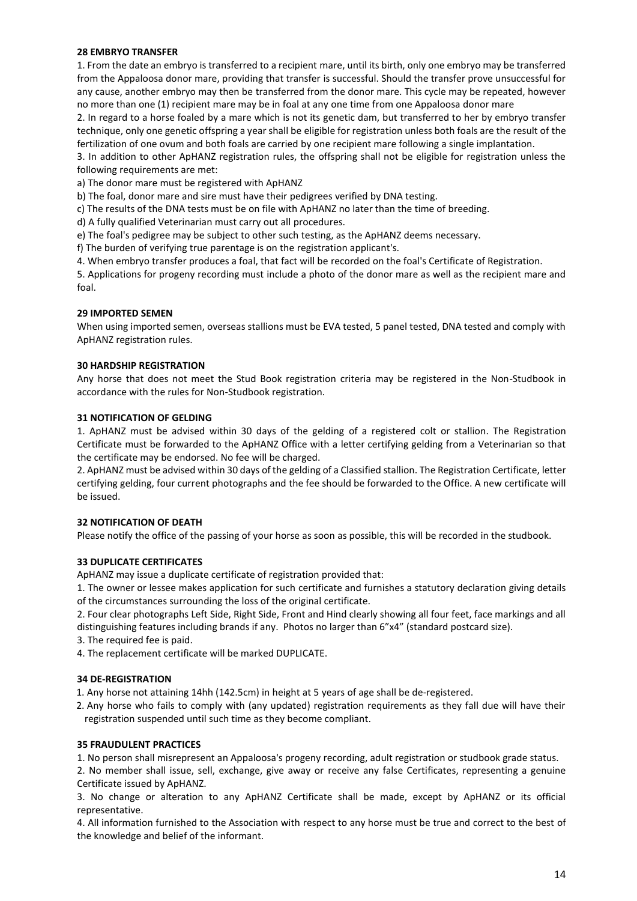**28 EMBRYO TRANSFER**

1. From the date an embryo is transferred to a recipient mare, until its birth, only one embryo may be transferred from the Appaloosa donor mare, providing that transfer is successful. Should the transfer prove unsuccessful for any cause, another embryo may then be transferred from the donor mare. This cycle may be repeated, however no more than one (1) recipient mare may be in foal at any one time from one Appaloosa donor mare

2. In regard to a horse foaled by a mare which is not its genetic dam, but transferred to her by embryo transfer technique, only one genetic offspring a year shall be eligible for registration unless both foals are the result of the fertilization of one ovum and both foals are carried by one recipient mare following a single implantation.

3. In addition to other ApHANZ registration rules, the offspring shall not be eligible for registration unless the following requirements are met:

a) The donor mare must be registered with ApHANZ

b) The foal, donor mare and sire must have their pedigrees verified by DNA testing.

c) The results of the DNA tests must be on file with ApHANZ no later than the time of breeding.

d) A fully qualified Veterinarian must carry out all procedures.

e) The foal's pedigree may be subject to other such testing, as the ApHANZ deems necessary.

f) The burden of verifying true parentage is on the registration applicant's.

4. When embryo transfer produces a foal, that fact will be recorded on the foal's Certificate of Registration.

5. Applications for progeny recording must include a photo of the donor mare as well as the recipient mare and foal.

**29 IMPORTED SEMEN**

When using imported semen, overseas stallions must be EVA tested, 5 panel tested, DNA tested and comply with ApHANZ registration rules.

**30 HARDSHIP REGISTRATION**

Any horse that does not meet the Stud Book registration criteria may be registered in the Non-Studbook in accordance with the rules for Non-Studbook registration.

**31 NOTIFICATION OF GELDING**

1. ApHANZ must be advised within 30 days of the gelding of a registered colt or stallion. The Registration Certificate must be forwarded to the ApHANZ Office with a letter certifying gelding from a Veterinarian so that the certificate may be endorsed. No fee will be charged.

2. ApHANZ must be advised within 30 days of the gelding of a Classified stallion. The Registration Certificate, letter certifying gelding, four current photographs and the fee should be forwarded to the Office. A new certificate will be issued.

**32 NOTIFICATION OF DEATH**

Please notify the office of the passing of your horse as soon as possible, this will be recorded in the studbook.

**33 DUPLICATE CERTIFICATES**

ApHANZ may issue a duplicate certificate of registration provided that:

1. The owner or lessee makes application for such certificate and furnishes a statutory declaration giving details of the circumstances surrounding the loss of the original certificate.

2. Four clear photographs Left Side, Right Side, Front and Hind clearly showing all four feet, face markings and all distinguishing features including brands if any. Photos no larger than 6"x4" (standard postcard size).

3. The required fee is paid.

4. The replacement certificate will be marked DUPLICATE.

**34 DE-REGISTRATION**

1. Any horse not attaining 14hh (142.5cm) in height at 5 years of age shall be de-registered.

2. Any horse who fails to comply with (any updated) registration requirements as they fall due will have their registration suspended until such time as they become compliant.

**35 FRAUDULENT PRACTICES**

1. No person shall misrepresent an Appaloosa's progeny recording, adult registration or studbook grade status.

2. No member shall issue, sell, exchange, give away or receive any false Certificates, representing a genuine Certificate issued by ApHANZ.

3. No change or alteration to any ApHANZ Certificate shall be made, except by ApHANZ or its official representative.

4. All information furnished to the Association with respect to any horse must be true and correct to the best of the knowledge and belief of the informant.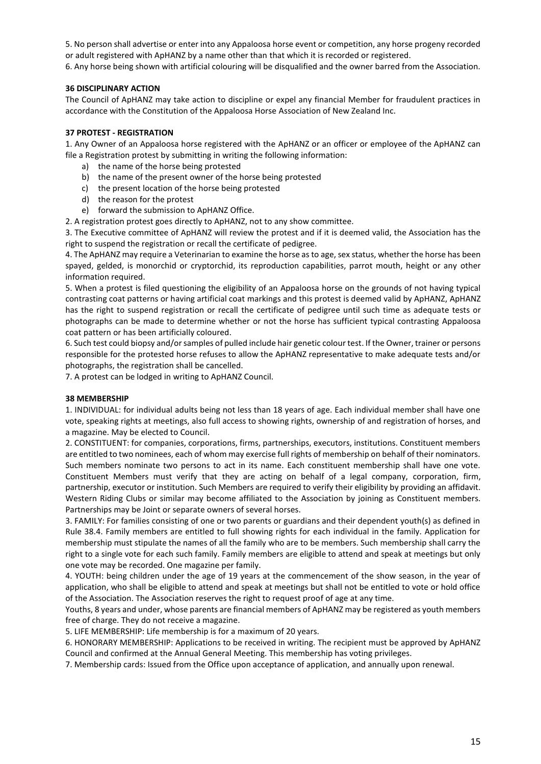5. No person shall advertise or enter into any Appaloosa horse event or competition, any horse progeny recorded or adult registered with ApHANZ by a name other than that which it is recorded or registered.

6. Any horse being shown with artificial colouring will be disqualified and the owner barred from the Association.

**36 DISCIPLINARY ACTION**

The Council of ApHANZ may take action to discipline or expel any financial Member for fraudulent practices in accordance with the Constitution of the Appaloosa Horse Association of New Zealand Inc.

**37 PROTEST - REGISTRATION**

1. Any Owner of an Appaloosa horse registered with the ApHANZ or an officer or employee of the ApHANZ can file a Registration protest by submitting in writing the following information:
   a) the name of the horse being protested
   b) the name of the present owner of the horse being protested
   c) the present location of the horse being protested
   d) the reason for the protest
   e) forward the submission to ApHANZ Office.

2. A registration protest goes directly to ApHANZ, not to any show committee.

3. The Executive committee of ApHANZ will review the protest and if it is deemed valid, the Association has the right to suspend the registration or recall the certificate of pedigree.

4. The ApHANZ may require a Veterinarian to examine the horse as to age, sex status, whether the horse has been spayed, gelded, is monorchid or cryptorchid, its reproduction capabilities, parrot mouth, height or any other information required.

5. When a protest is filed questioning the eligibility of an Appaloosa horse on the grounds of not having typical contrasting coat patterns or having artificial coat markings and this protest is deemed valid by ApHANZ, ApHANZ has the right to suspend registration or recall the certificate of pedigree until such time as adequate tests or photographs can be made to determine whether or not the horse has sufficient typical contrasting Appaloosa coat pattern or has been artificially coloured.

6. Such test could biopsy and/or samples of pulled include hair genetic colour test. If the Owner, trainer or persons responsible for the protested horse refuses to allow the ApHANZ representative to make adequate tests and/or photographs, the registration shall be cancelled.

7. A protest can be lodged in writing to ApHANZ Council.

**38 MEMBERSHIP**

1. INDIVIDUAL: for individual adults being not less than 18 years of age. Each individual member shall have one vote, speaking rights at meetings, also full access to showing rights, ownership of and registration of horses, and a magazine. May be elected to Council.

2. CONSTITUENT: for companies, corporations, firms, partnerships, executors, institutions. Constituent members are entitled to two nominees, each of whom may exercise full rights of membership on behalf of their nominators. Such members nominate two persons to act in its name. Each constituent membership shall have one vote. Constituent Members must verify that they are acting on behalf of a legal company, corporation, firm, partnership, executor or institution. Such Members are required to verify their eligibility by providing an affidavit. Western Riding Clubs or similar may become affiliated to the Association by joining as Constituent members. Partnerships may be Joint or separate owners of several horses.

3. FAMILY: For families consisting of one or two parents or guardians and their dependent youth(s) as defined in Rule 38.4. Family members are entitled to full showing rights for each individual in the family. Application for membership must stipulate the names of all the family who are to be members. Such membership shall carry the right to a single vote for each such family. Family members are eligible to attend and speak at meetings but only one vote may be recorded. One magazine per family.

4. YOUTH: being children under the age of 19 years at the commencement of the show season, in the year of application, who shall be eligible to attend and speak at meetings but shall not be entitled to vote or hold office of the Association. The Association reserves the right to request proof of age at any time.

Youths, 8 years and under, whose parents are financial members of ApHANZ may be registered as youth members free of charge. They do not receive a magazine.

5. LIFE MEMBERSHIP: Life membership is for a maximum of 20 years.

6. HONORARY MEMBERSHIP: Applications to be received in writing. The recipient must be approved by ApHANZ Council and confirmed at the Annual General Meeting. This membership has voting privileges.

7. Membership cards: Issued from the Office upon acceptance of application, and annually upon renewal.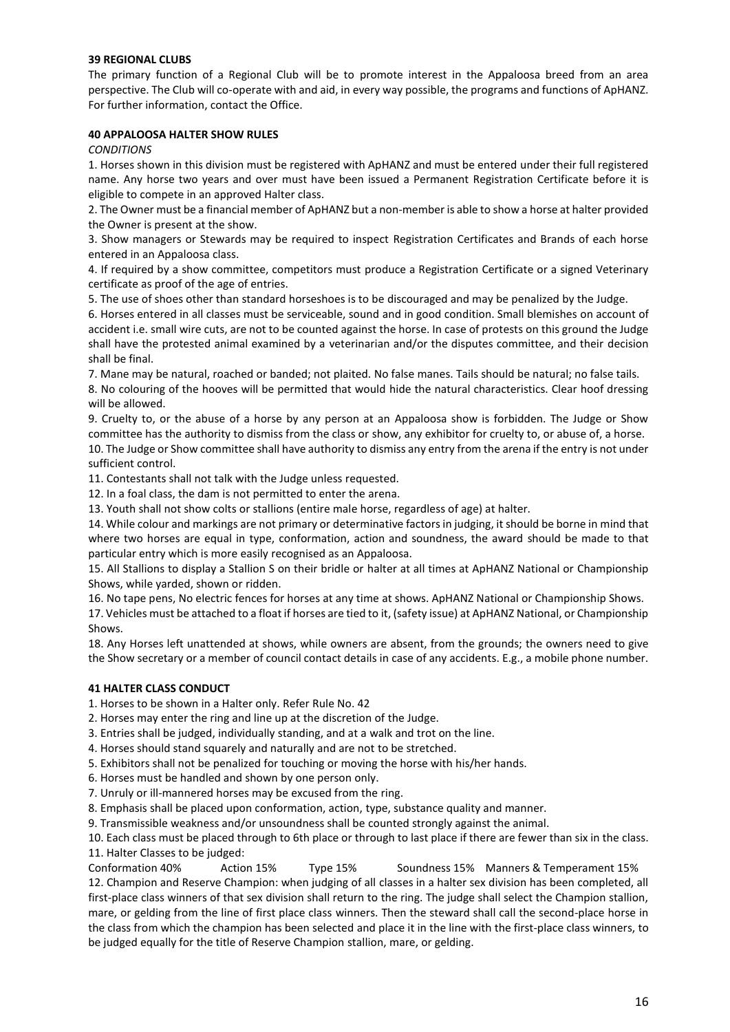**39 REGIONAL CLUBS**

The primary function of a Regional Club will be to promote interest in the Appaloosa breed from an area perspective. The Club will co-operate with and aid, in every way possible, the programs and functions of ApHANZ. For further information, contact the Office.

**40 APPALOOSA HALTER SHOW RULES**

*CONDITIONS*

1. Horses shown in this division must be registered with ApHANZ and must be entered under their full registered name. Any horse two years and over must have been issued a Permanent Registration Certificate before it is eligible to compete in an approved Halter class.
2. The Owner must be a financial member of ApHANZ but a non-member is able to show a horse at halter provided the Owner is present at the show.
3. Show managers or Stewards may be required to inspect Registration Certificates and Brands of each horse entered in an Appaloosa class.
4. If required by a show committee, competitors must produce a Registration Certificate or a signed Veterinary certificate as proof of the age of entries.
5. The use of shoes other than standard horseshoes is to be discouraged and may be penalized by the Judge.
6. Horses entered in all classes must be serviceable, sound and in good condition. Small blemishes on account of accident i.e. small wire cuts, are not to be counted against the horse. In case of protests on this ground the Judge shall have the protested animal examined by a veterinarian and/or the disputes committee, and their decision shall be final.
7. Mane may be natural, roached or banded; not plaited. No false manes. Tails should be natural; no false tails.
8. No colouring of the hooves will be permitted that would hide the natural characteristics. Clear hoof dressing will be allowed.
9. Cruelty to, or the abuse of a horse by any person at an Appaloosa show is forbidden. The Judge or Show committee has the authority to dismiss from the class or show, any exhibitor for cruelty to, or abuse of, a horse.
10. The Judge or Show committee shall have authority to dismiss any entry from the arena if the entry is not under sufficient control.
11. Contestants shall not talk with the Judge unless requested.
12. In a foal class, the dam is not permitted to enter the arena.
13. Youth shall not show colts or stallions (entire male horse, regardless of age) at halter.
14. While colour and markings are not primary or determinative factors in judging, it should be borne in mind that where two horses are equal in type, conformation, action and soundness, the award should be made to that particular entry which is more easily recognised as an Appaloosa.
15. All Stallions to display a Stallion S on their bridle or halter at all times at ApHANZ National or Championship Shows, while yarded, shown or ridden.
16. No tape pens, No electric fences for horses at any time at shows. ApHANZ National or Championship Shows.
17. Vehicles must be attached to a float if horses are tied to it, (safety issue) at ApHANZ National, or Championship Shows.
18. Any Horses left unattended at shows, while owners are absent, from the grounds; the owners need to give the Show secretary or a member of council contact details in case of any accidents. E.g., a mobile phone number.

**41 HALTER CLASS CONDUCT**

1. Horses to be shown in a Halter only. Refer Rule No. 42
2. Horses may enter the ring and line up at the discretion of the Judge.
3. Entries shall be judged, individually standing, and at a walk and trot on the line.
4. Horses should stand squarely and naturally and are not to be stretched.
5. Exhibitors shall not be penalized for touching or moving the horse with his/her hands.
6. Horses must be handled and shown by one person only.
7. Unruly or ill-mannered horses may be excused from the ring.
8. Emphasis shall be placed upon conformation, action, type, substance quality and manner.
9. Transmissible weakness and/or unsoundness shall be counted strongly against the animal.
10. Each class must be placed through to 6th place or through to last place if there are fewer than six in the class.
11. Halter Classes to be judged:

Conformation 40% Action 15% Type 15% Soundness 15% Manners & Temperament 15%

12. Champion and Reserve Champion: when judging of all classes in a halter sex division has been completed, all first-place class winners of that sex division shall return to the ring. The judge shall select the Champion stallion, mare, or gelding from the line of first place class winners. Then the steward shall call the second-place horse in the class from which the champion has been selected and place it in the line with the first-place class winners, to be judged equally for the title of Reserve Champion stallion, mare, or gelding.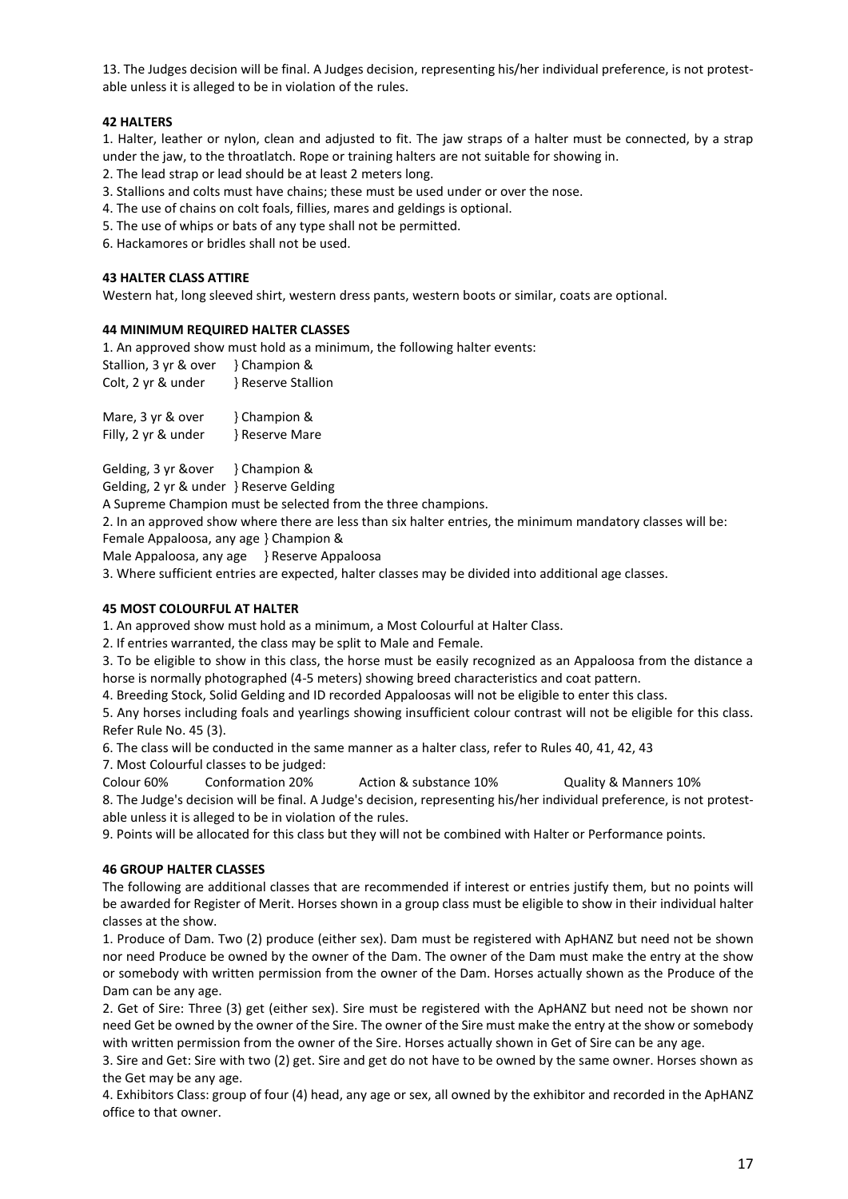13. The Judges decision will be final. A Judges decision, representing his/her individual preference, is not protest-able unless it is alleged to be in violation of the rules.

**42 HALTERS**

1. Halter, leather or nylon, clean and adjusted to fit. The jaw straps of a halter must be connected, by a strap under the jaw, to the throatlatch. Rope or training halters are not suitable for showing in.
2. The lead strap or lead should be at least 2 meters long.
3. Stallions and colts must have chains; these must be used under or over the nose.
4. The use of chains on colt foals, fillies, mares and geldings is optional.
5. The use of whips or bats of any type shall not be permitted.
6. Hackamores or bridles shall not be used.

**43 HALTER CLASS ATTIRE**

Western hat, long sleeved shirt, western dress pants, western boots or similar, coats are optional.

**44 MINIMUM REQUIRED HALTER CLASSES**

1. An approved show must hold as a minimum, the following halter events:

Stallion, 3 yr & over } Champion &
Colt, 2 yr & under } Reserve Stallion

Mare, 3 yr & over } Champion &
Filly, 2 yr & under } Reserve Mare

Gelding, 3 yr &over } Champion &
Gelding, 2 yr & under } Reserve Gelding

A Supreme Champion must be selected from the three champions.

2. In an approved show where there are less than six halter entries, the minimum mandatory classes will be:

Female Appaloosa, any age } Champion &
Male Appaloosa, any age } Reserve Appaloosa

3. Where sufficient entries are expected, halter classes may be divided into additional age classes.

**45 MOST COLOURFUL AT HALTER**

1. An approved show must hold as a minimum, a Most Colourful at Halter Class.
2. If entries warranted, the class may be split to Male and Female.
3. To be eligible to show in this class, the horse must be easily recognized as an Appaloosa from the distance a horse is normally photographed (4-5 meters) showing breed characteristics and coat pattern.
4. Breeding Stock, Solid Gelding and ID recorded Appaloosas will not be eligible to enter this class.
5. Any horses including foals and yearlings showing insufficient colour contrast will not be eligible for this class. Refer Rule No. 45 (3).
6. The class will be conducted in the same manner as a halter class, refer to Rules 40, 41, 42, 43
7. Most Colourful classes to be judged:

Colour 60% Conformation 20% Action & substance 10% Quality & Manners 10%

8. The Judge's decision will be final. A Judge's decision, representing his/her individual preference, is not protest-able unless it is alleged to be in violation of the rules.
9. Points will be allocated for this class but they will not be combined with Halter or Performance points.

**46 GROUP HALTER CLASSES**

The following are additional classes that are recommended if interest or entries justify them, but no points will be awarded for Register of Merit. Horses shown in a group class must be eligible to show in their individual halter classes at the show.

1. Produce of Dam. Two (2) produce (either sex). Dam must be registered with ApHANZ but need not be shown nor need Produce be owned by the owner of the Dam. The owner of the Dam must make the entry at the show or somebody with written permission from the owner of the Dam. Horses actually shown as the Produce of the Dam can be any age.
2. Get of Sire: Three (3) get (either sex). Sire must be registered with the ApHANZ but need not be shown nor need Get be owned by the owner of the Sire. The owner of the Sire must make the entry at the show or somebody with written permission from the owner of the Sire. Horses actually shown in Get of Sire can be any age.
3. Sire and Get: Sire with two (2) get. Sire and get do not have to be owned by the same owner. Horses shown as the Get may be any age.
4. Exhibitors Class: group of four (4) head, any age or sex, all owned by the exhibitor and recorded in the ApHANZ office to that owner.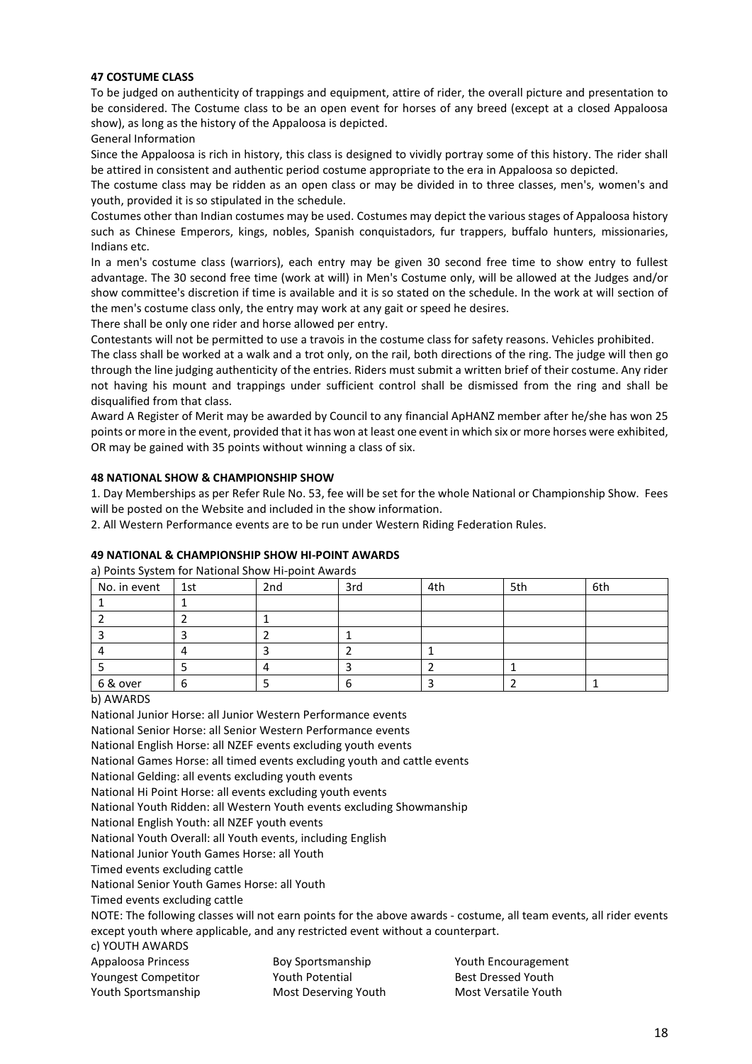**47 COSTUME CLASS**

To be judged on authenticity of trappings and equipment, attire of rider, the overall picture and presentation to be considered. The Costume class to be an open event for horses of any breed (except at a closed Appaloosa show), as long as the history of the Appaloosa is depicted.

General Information

Since the Appaloosa is rich in history, this class is designed to vividly portray some of this history. The rider shall be attired in consistent and authentic period costume appropriate to the era in Appaloosa so depicted.

The costume class may be ridden as an open class or may be divided in to three classes, men's, women's and youth, provided it is so stipulated in the schedule.

Costumes other than Indian costumes may be used. Costumes may depict the various stages of Appaloosa history such as Chinese Emperors, kings, nobles, Spanish conquistadors, fur trappers, buffalo hunters, missionaries, Indians etc.

In a men's costume class (warriors), each entry may be given 30 second free time to show entry to fullest advantage. The 30 second free time (work at will) in Men's Costume only, will be allowed at the Judges and/or show committee's discretion if time is available and it is so stated on the schedule. In the work at will section of the men's costume class only, the entry may work at any gait or speed he desires.

There shall be only one rider and horse allowed per entry.

Contestants will not be permitted to use a travois in the costume class for safety reasons. Vehicles prohibited.

The class shall be worked at a walk and a trot only, on the rail, both directions of the ring. The judge will then go through the line judging authenticity of the entries. Riders must submit a written brief of their costume. Any rider not having his mount and trappings under sufficient control shall be dismissed from the ring and shall be disqualified from that class.

Award A Register of Merit may be awarded by Council to any financial ApHANZ member after he/she has won 25 points or more in the event, provided that it has won at least one event in which six or more horses were exhibited, OR may be gained with 35 points without winning a class of six.

**48 NATIONAL SHOW & CHAMPIONSHIP SHOW**

1. Day Memberships as per Refer Rule No. 53, fee will be set for the whole National or Championship Show. Fees will be posted on the Website and included in the show information.
2. All Western Performance events are to be run under Western Riding Federation Rules.

**49 NATIONAL & CHAMPIONSHIP SHOW HI-POINT AWARDS**

a) Points System for National Show Hi-point Awards

| No. in event | 1st | 2nd | 3rd | 4th | 5th | 6th |
|---|---|---|---|---|---|---|
| 1 | 1 | | | | | |
| 2 | 2 | 1 | | | | |
| 3 | 3 | 2 | 1 | | | |
| 4 | 4 | 3 | 2 | 1 | | |
| 5 | 5 | 4 | 3 | 2 | 1 | |
| 6 & over | 6 | 5 | 6 | 3 | 2 | 1 |

b) AWARDS

National Junior Horse: all Junior Western Performance events

National Senior Horse: all Senior Western Performance events

National English Horse: all NZEF events excluding youth events

National Games Horse: all timed events excluding youth and cattle events

National Gelding: all events excluding youth events

National Hi Point Horse: all events excluding youth events

National Youth Ridden: all Western Youth events excluding Showmanship

National English Youth: all NZEF youth events

National Youth Overall: all Youth events, including English

National Junior Youth Games Horse: all Youth

Timed events excluding cattle

National Senior Youth Games Horse: all Youth

Timed events excluding cattle

NOTE: The following classes will not earn points for the above awards - costume, all team events, all rider events except youth where applicable, and any restricted event without a counterpart.

c) YOUTH AWARDS

Appaloosa Princess

Boy Sportsmanship

Youth Encouragement

Youngest Competitor

Youth Potential

Best Dressed Youth

Youth Sportsmanship

Most Deserving Youth

Most Versatile Youth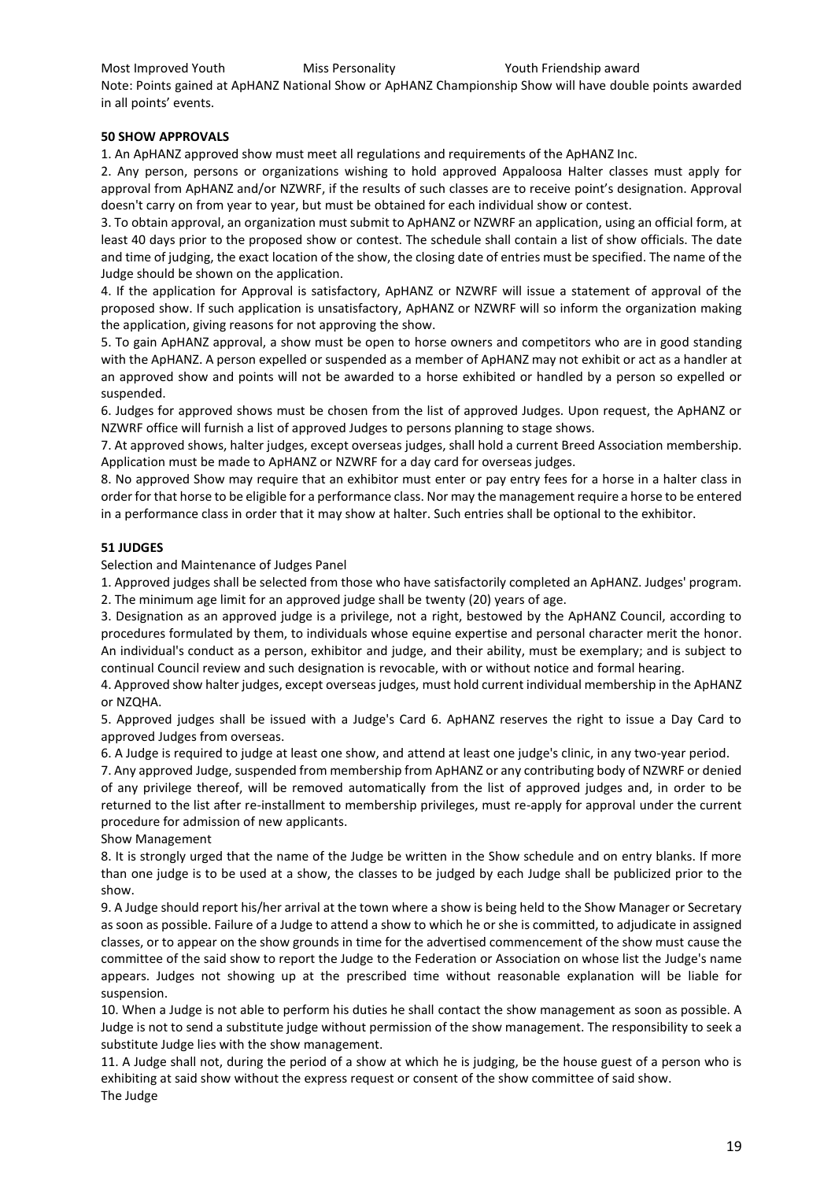Most Improved Youth Miss Personality Youth Friendship award

Note: Points gained at ApHANZ National Show or ApHANZ Championship Show will have double points awarded in all points' events.

**50 SHOW APPROVALS**

1. An ApHANZ approved show must meet all regulations and requirements of the ApHANZ Inc.
2. Any person, persons or organizations wishing to hold approved Appaloosa Halter classes must apply for approval from ApHANZ and/or NZWRF, if the results of such classes are to receive point's designation. Approval doesn't carry on from year to year, but must be obtained for each individual show or contest.
3. To obtain approval, an organization must submit to ApHANZ or NZWRF an application, using an official form, at least 40 days prior to the proposed show or contest. The schedule shall contain a list of show officials. The date and time of judging, the exact location of the show, the closing date of entries must be specified. The name of the Judge should be shown on the application.
4. If the application for Approval is satisfactory, ApHANZ or NZWRF will issue a statement of approval of the proposed show. If such application is unsatisfactory, ApHANZ or NZWRF will so inform the organization making the application, giving reasons for not approving the show.
5. To gain ApHANZ approval, a show must be open to horse owners and competitors who are in good standing with the ApHANZ. A person expelled or suspended as a member of ApHANZ may not exhibit or act as a handler at an approved show and points will not be awarded to a horse exhibited or handled by a person so expelled or suspended.
6. Judges for approved shows must be chosen from the list of approved Judges. Upon request, the ApHANZ or NZWRF office will furnish a list of approved Judges to persons planning to stage shows.
7. At approved shows, halter judges, except overseas judges, shall hold a current Breed Association membership. Application must be made to ApHANZ or NZWRF for a day card for overseas judges.
8. No approved Show may require that an exhibitor must enter or pay entry fees for a horse in a halter class in order for that horse to be eligible for a performance class. Nor may the management require a horse to be entered in a performance class in order that it may show at halter. Such entries shall be optional to the exhibitor.

**51 JUDGES**

Selection and Maintenance of Judges Panel

1. Approved judges shall be selected from those who have satisfactorily completed an ApHANZ. Judges' program.
2. The minimum age limit for an approved judge shall be twenty (20) years of age.
3. Designation as an approved judge is a privilege, not a right, bestowed by the ApHANZ Council, according to procedures formulated by them, to individuals whose equine expertise and personal character merit the honor. An individual's conduct as a person, exhibitor and judge, and their ability, must be exemplary; and is subject to continual Council review and such designation is revocable, with or without notice and formal hearing.
4. Approved show halter judges, except overseas judges, must hold current individual membership in the ApHANZ or NZQHA.
5. Approved judges shall be issued with a Judge's Card 6. ApHANZ reserves the right to issue a Day Card to approved Judges from overseas.
6. A Judge is required to judge at least one show, and attend at least one judge's clinic, in any two-year period.
7. Any approved Judge, suspended from membership from ApHANZ or any contributing body of NZWRF or denied of any privilege thereof, will be removed automatically from the list of approved judges and, in order to be returned to the list after re-installment to membership privileges, must re-apply for approval under the current procedure for admission of new applicants.

Show Management

8. It is strongly urged that the name of the Judge be written in the Show schedule and on entry blanks. If more than one judge is to be used at a show, the classes to be judged by each Judge shall be publicized prior to the show.
9. A Judge should report his/her arrival at the town where a show is being held to the Show Manager or Secretary as soon as possible. Failure of a Judge to attend a show to which he or she is committed, to adjudicate in assigned classes, or to appear on the show grounds in time for the advertised commencement of the show must cause the committee of the said show to report the Judge to the Federation or Association on whose list the Judge's name appears. Judges not showing up at the prescribed time without reasonable explanation will be liable for suspension.
10. When a Judge is not able to perform his duties he shall contact the show management as soon as possible. A Judge is not to send a substitute judge without permission of the show management. The responsibility to seek a substitute Judge lies with the show management.
11. A Judge shall not, during the period of a show at which he is judging, be the house guest of a person who is exhibiting at said show without the express request or consent of the show committee of said show.

The Judge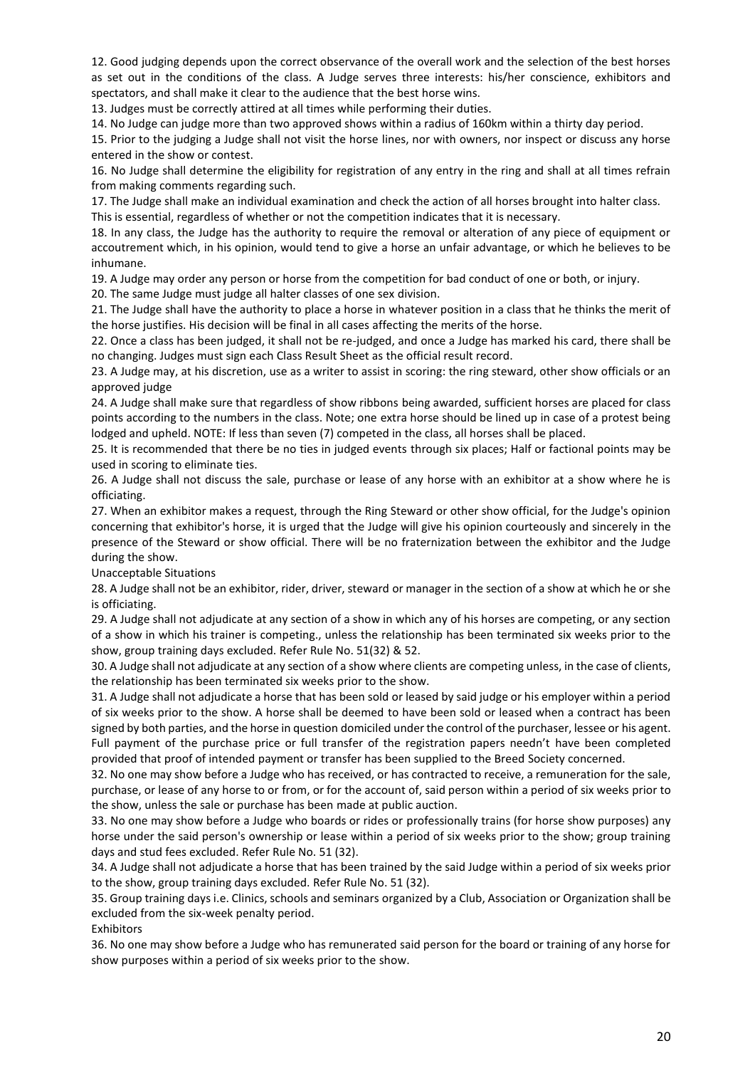12. Good judging depends upon the correct observance of the overall work and the selection of the best horses as set out in the conditions of the class. A Judge serves three interests: his/her conscience, exhibitors and spectators, and shall make it clear to the audience that the best horse wins.

13. Judges must be correctly attired at all times while performing their duties.

14. No Judge can judge more than two approved shows within a radius of 160km within a thirty day period.

15. Prior to the judging a Judge shall not visit the horse lines, nor with owners, nor inspect or discuss any horse entered in the show or contest.

16. No Judge shall determine the eligibility for registration of any entry in the ring and shall at all times refrain from making comments regarding such.

17. The Judge shall make an individual examination and check the action of all horses brought into halter class. This is essential, regardless of whether or not the competition indicates that it is necessary.

18. In any class, the Judge has the authority to require the removal or alteration of any piece of equipment or accoutrement which, in his opinion, would tend to give a horse an unfair advantage, or which he believes to be inhumane.

19. A Judge may order any person or horse from the competition for bad conduct of one or both, or injury.

20. The same Judge must judge all halter classes of one sex division.

21. The Judge shall have the authority to place a horse in whatever position in a class that he thinks the merit of the horse justifies. His decision will be final in all cases affecting the merits of the horse.

22. Once a class has been judged, it shall not be re-judged, and once a Judge has marked his card, there shall be no changing. Judges must sign each Class Result Sheet as the official result record.

23. A Judge may, at his discretion, use as a writer to assist in scoring: the ring steward, other show officials or an approved judge

24. A Judge shall make sure that regardless of show ribbons being awarded, sufficient horses are placed for class points according to the numbers in the class. Note; one extra horse should be lined up in case of a protest being lodged and upheld. NOTE: If less than seven (7) competed in the class, all horses shall be placed.

25. It is recommended that there be no ties in judged events through six places; Half or factional points may be used in scoring to eliminate ties.

26. A Judge shall not discuss the sale, purchase or lease of any horse with an exhibitor at a show where he is officiating.

27. When an exhibitor makes a request, through the Ring Steward or other show official, for the Judge's opinion concerning that exhibitor's horse, it is urged that the Judge will give his opinion courteously and sincerely in the presence of the Steward or show official. There will be no fraternization between the exhibitor and the Judge during the show.

Unacceptable Situations

28. A Judge shall not be an exhibitor, rider, driver, steward or manager in the section of a show at which he or she is officiating.

29. A Judge shall not adjudicate at any section of a show in which any of his horses are competing, or any section of a show in which his trainer is competing., unless the relationship has been terminated six weeks prior to the show, group training days excluded. Refer Rule No. 51(32) & 52.

30. A Judge shall not adjudicate at any section of a show where clients are competing unless, in the case of clients, the relationship has been terminated six weeks prior to the show.

31. A Judge shall not adjudicate a horse that has been sold or leased by said judge or his employer within a period of six weeks prior to the show. A horse shall be deemed to have been sold or leased when a contract has been signed by both parties, and the horse in question domiciled under the control of the purchaser, lessee or his agent. Full payment of the purchase price or full transfer of the registration papers needn't have been completed provided that proof of intended payment or transfer has been supplied to the Breed Society concerned.

32. No one may show before a Judge who has received, or has contracted to receive, a remuneration for the sale, purchase, or lease of any horse to or from, or for the account of, said person within a period of six weeks prior to the show, unless the sale or purchase has been made at public auction.

33. No one may show before a Judge who boards or rides or professionally trains (for horse show purposes) any horse under the said person's ownership or lease within a period of six weeks prior to the show; group training days and stud fees excluded. Refer Rule No. 51 (32).

34. A Judge shall not adjudicate a horse that has been trained by the said Judge within a period of six weeks prior to the show, group training days excluded. Refer Rule No. 51 (32).

35. Group training days i.e. Clinics, schools and seminars organized by a Club, Association or Organization shall be excluded from the six-week penalty period.

Exhibitors

36. No one may show before a Judge who has remunerated said person for the board or training of any horse for show purposes within a period of six weeks prior to the show.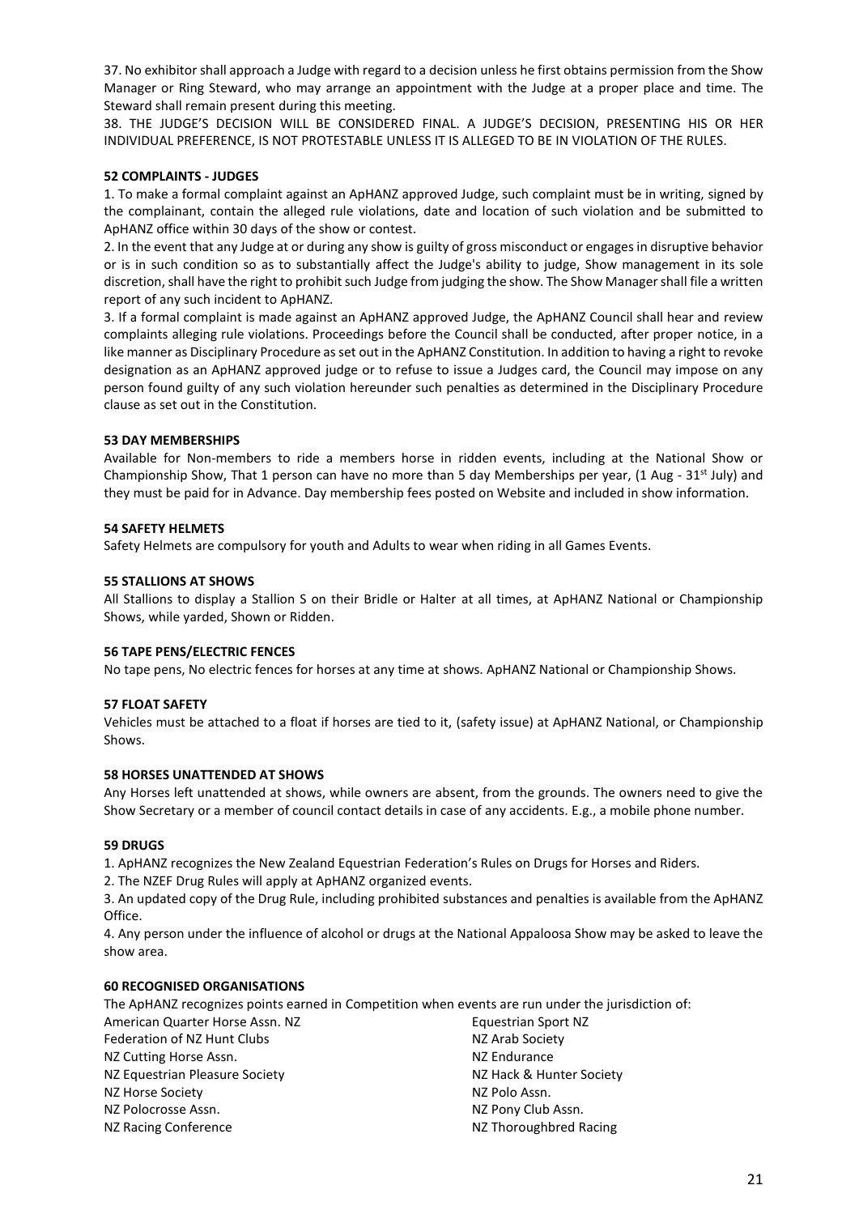37. No exhibitor shall approach a Judge with regard to a decision unless he first obtains permission from the Show Manager or Ring Steward, who may arrange an appointment with the Judge at a proper place and time. The Steward shall remain present during this meeting.

38. THE JUDGE'S DECISION WILL BE CONSIDERED FINAL. A JUDGE'S DECISION, PRESENTING HIS OR HER INDIVIDUAL PREFERENCE, IS NOT PROTESTABLE UNLESS IT IS ALLEGED TO BE IN VIOLATION OF THE RULES.

**52 COMPLAINTS - JUDGES**

1. To make a formal complaint against an ApHANZ approved Judge, such complaint must be in writing, signed by the complainant, contain the alleged rule violations, date and location of such violation and be submitted to ApHANZ office within 30 days of the show or contest.
2. In the event that any Judge at or during any show is guilty of gross misconduct or engages in disruptive behavior or is in such condition so as to substantially affect the Judge's ability to judge, Show management in its sole discretion, shall have the right to prohibit such Judge from judging the show. The Show Manager shall file a written report of any such incident to ApHANZ.
3. If a formal complaint is made against an ApHANZ approved Judge, the ApHANZ Council shall hear and review complaints alleging rule violations. Proceedings before the Council shall be conducted, after proper notice, in a like manner as Disciplinary Procedure as set out in the ApHANZ Constitution. In addition to having a right to revoke designation as an ApHANZ approved judge or to refuse to issue a Judges card, the Council may impose on any person found guilty of any such violation hereunder such penalties as determined in the Disciplinary Procedure clause as set out in the Constitution.

**53 DAY MEMBERSHIPS**

Available for Non-members to ride a members horse in ridden events, including at the National Show or Championship Show, That 1 person can have no more than 5 day Memberships per year, (1 Aug - 31st July) and they must be paid for in Advance. Day membership fees posted on Website and included in show information.

**54 SAFETY HELMETS**

Safety Helmets are compulsory for youth and Adults to wear when riding in all Games Events.

**55 STALLIONS AT SHOWS**

All Stallions to display a Stallion S on their Bridle or Halter at all times, at ApHANZ National or Championship Shows, while yarded, Shown or Ridden.

**56 TAPE PENS/ELECTRIC FENCES**

No tape pens, No electric fences for horses at any time at shows. ApHANZ National or Championship Shows.

**57 FLOAT SAFETY**

Vehicles must be attached to a float if horses are tied to it, (safety issue) at ApHANZ National, or Championship Shows.

**58 HORSES UNATTENDED AT SHOWS**

Any Horses left unattended at shows, while owners are absent, from the grounds. The owners need to give the Show Secretary or a member of council contact details in case of any accidents. E.g., a mobile phone number.

**59 DRUGS**

1. ApHANZ recognizes the New Zealand Equestrian Federation's Rules on Drugs for Horses and Riders.
2. The NZEF Drug Rules will apply at ApHANZ organized events.
3. An updated copy of the Drug Rule, including prohibited substances and penalties is available from the ApHANZ Office.
4. Any person under the influence of alcohol or drugs at the National Appaloosa Show may be asked to leave the show area.

**60 RECOGNISED ORGANISATIONS**

The ApHANZ recognizes points earned in Competition when events are run under the jurisdiction of:

- American Quarter Horse Assn. NZ
- Federation of NZ Hunt Clubs
- NZ Cutting Horse Assn.
- NZ Equestrian Pleasure Society
- NZ Horse Society
- NZ Polocrosse Assn.
- NZ Racing Conference
- Equestrian Sport NZ
- NZ Arab Society
- NZ Endurance
- NZ Hack & Hunter Society
- NZ Polo Assn.
- NZ Pony Club Assn.
- NZ Thoroughbred Racing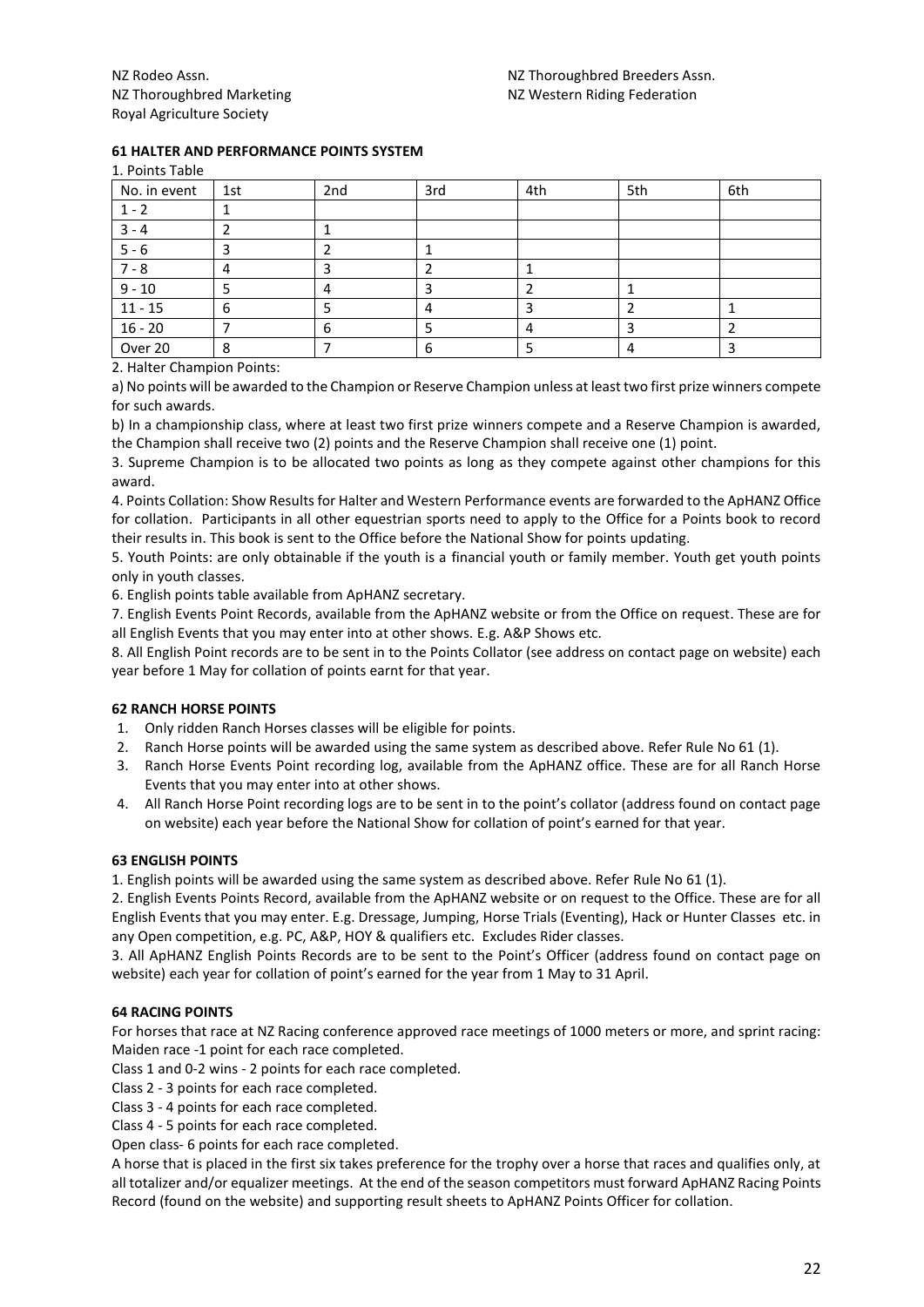NZ Rodeo Assn.
NZ Thoroughbred Marketing
Royal Agriculture Society

NZ Thoroughbred Breeders Assn.
NZ Western Riding Federation

**61 HALTER AND PERFORMANCE POINTS SYSTEM**

1. Points Table

| No. in event | 1st | 2nd | 3rd | 4th | 5th | 6th |
|---|---|---|---|---|---|---|
| 1 - 2 | 1 | | | | | |
| 3 - 4 | 2 | 1 | | | | |
| 5 - 6 | 3 | 2 | 1 | | | |
| 7 - 8 | 4 | 3 | 2 | 1 | | |
| 9 - 10 | 5 | 4 | 3 | 2 | 1 | |
| 11 - 15 | 6 | 5 | 4 | 3 | 2 | 1 |
| 16 - 20 | 7 | 6 | 5 | 4 | 3 | 2 |
| Over 20 | 8 | 7 | 6 | 5 | 4 | 3 |

2. Halter Champion Points:

a) No points will be awarded to the Champion or Reserve Champion unless at least two first prize winners compete for such awards.

b) In a championship class, where at least two first prize winners compete and a Reserve Champion is awarded, the Champion shall receive two (2) points and the Reserve Champion shall receive one (1) point.

3. Supreme Champion is to be allocated two points as long as they compete against other champions for this award.

4. Points Collation: Show Results for Halter and Western Performance events are forwarded to the ApHANZ Office for collation. Participants in all other equestrian sports need to apply to the Office for a Points book to record their results in. This book is sent to the Office before the National Show for points updating.

5. Youth Points: are only obtainable if the youth is a financial youth or family member. Youth get youth points only in youth classes.

6. English points table available from ApHANZ secretary.

7. English Events Point Records, available from the ApHANZ website or from the Office on request. These are for all English Events that you may enter into at other shows. E.g. A&P Shows etc.

8. All English Point records are to be sent in to the Points Collator (see address on contact page on website) each year before 1 May for collation of points earnt for that year.

**62 RANCH HORSE POINTS**

1. Only ridden Ranch Horses classes will be eligible for points.
2. Ranch Horse points will be awarded using the same system as described above. Refer Rule No 61 (1).
3. Ranch Horse Events Point recording log, available from the ApHANZ office. These are for all Ranch Horse Events that you may enter into at other shows.
4. All Ranch Horse Point recording logs are to be sent in to the point's collator (address found on contact page on website) each year before the National Show for collation of point's earned for that year.

**63 ENGLISH POINTS**

1. English points will be awarded using the same system as described above. Refer Rule No 61 (1).

2. English Events Points Record, available from the ApHANZ website or on request to the Office. These are for all English Events that you may enter. E.g. Dressage, Jumping, Horse Trials (Eventing), Hack or Hunter Classes etc. in any Open competition, e.g. PC, A&P, HOY & qualifiers etc. Excludes Rider classes.

3. All ApHANZ English Points Records are to be sent to the Point's Officer (address found on contact page on website) each year for collation of point's earned for the year from 1 May to 31 April.

**64 RACING POINTS**

For horses that race at NZ Racing conference approved race meetings of 1000 meters or more, and sprint racing:

Maiden race -1 point for each race completed.

Class 1 and 0-2 wins - 2 points for each race completed.

Class 2 - 3 points for each race completed.

Class 3 - 4 points for each race completed.

Class 4 - 5 points for each race completed.

Open class- 6 points for each race completed.

A horse that is placed in the first six takes preference for the trophy over a horse that races and qualifies only, at all totalizer and/or equalizer meetings. At the end of the season competitors must forward ApHANZ Racing Points Record (found on the website) and supporting result sheets to ApHANZ Points Officer for collation.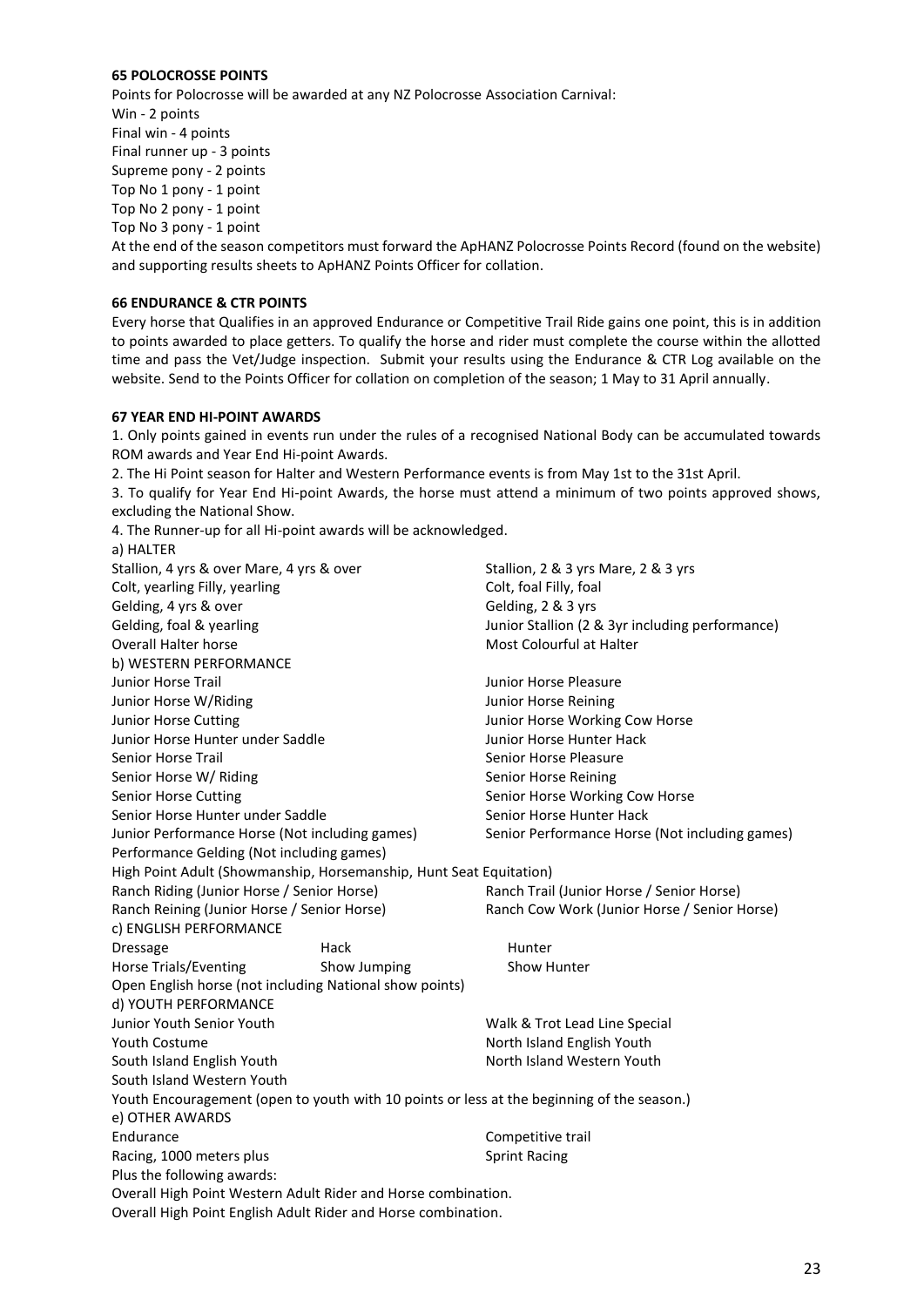### 65 POLOCROSSE POINTS

Points for Polocrosse will be awarded at any NZ Polocrosse Association Carnival:

Win - 2 points
Final win - 4 points
Final runner up - 3 points
Supreme pony - 2 points
Top No 1 pony - 1 point
Top No 2 pony - 1 point
Top No 3 pony - 1 point

At the end of the season competitors must forward the ApHANZ Polocrosse Points Record (found on the website) and supporting results sheets to ApHANZ Points Officer for collation.

### 66 ENDURANCE & CTR POINTS

Every horse that Qualifies in an approved Endurance or Competitive Trail Ride gains one point, this is in addition to points awarded to place getters. To qualify the horse and rider must complete the course within the allotted time and pass the Vet/Judge inspection. Submit your results using the Endurance & CTR Log available on the website. Send to the Points Officer for collation on completion of the season; 1 May to 31 April annually.

### 67 YEAR END HI-POINT AWARDS

1. Only points gained in events run under the rules of a recognised National Body can be accumulated towards ROM awards and Year End Hi-point Awards.
2. The Hi Point season for Halter and Western Performance events is from May 1st to the 31st April.
3. To qualify for Year End Hi-point Awards, the horse must attend a minimum of two points approved shows, excluding the National Show.
4. The Runner-up for all Hi-point awards will be acknowledged.

a) HALTER

Stallion, 4 yrs & over Mare, 4 yrs & over
Stallion, 2 & 3 yrs Mare, 2 & 3 yrs
Colt, yearling Filly, yearling
Colt, foal Filly, foal
Gelding, 4 yrs & over
Gelding, 2 & 3 yrs
Gelding, foal & yearling
Junior Stallion (2 & 3yr including performance)
Overall Halter horse
Most Colourful at Halter

b) WESTERN PERFORMANCE

Junior Horse Trail
Junior Horse Pleasure
Junior Horse W/Riding
Junior Horse Reining
Junior Horse Cutting
Junior Horse Working Cow Horse
Junior Horse Hunter under Saddle
Junior Horse Hunter Hack
Senior Horse Trail
Senior Horse Pleasure
Senior Horse W/ Riding
Senior Horse Reining
Senior Horse Cutting
Senior Horse Working Cow Horse
Senior Horse Hunter under Saddle
Senior Horse Hunter Hack
Junior Performance Horse (Not including games)
Senior Performance Horse (Not including games)
Performance Gelding (Not including games)
High Point Adult (Showmanship, Horsemanship, Hunt Seat Equitation)
Ranch Riding (Junior Horse / Senior Horse)
Ranch Trail (Junior Horse / Senior Horse)
Ranch Reining (Junior Horse / Senior Horse)
Ranch Cow Work (Junior Horse / Senior Horse)

c) ENGLISH PERFORMANCE

Dressage
Hack
Hunter
Horse Trials/Eventing
Show Jumping
Show Hunter
Open English horse (not including National show points)

d) YOUTH PERFORMANCE

Junior Youth Senior Youth
Walk & Trot Lead Line Special
Youth Costume
North Island English Youth
South Island English Youth
North Island Western Youth
South Island Western Youth
Youth Encouragement (open to youth with 10 points or less at the beginning of the season.)

e) OTHER AWARDS

Endurance
Competitive trail
Racing, 1000 meters plus
Sprint Racing

Plus the following awards:

Overall High Point Western Adult Rider and Horse combination.
Overall High Point English Adult Rider and Horse combination.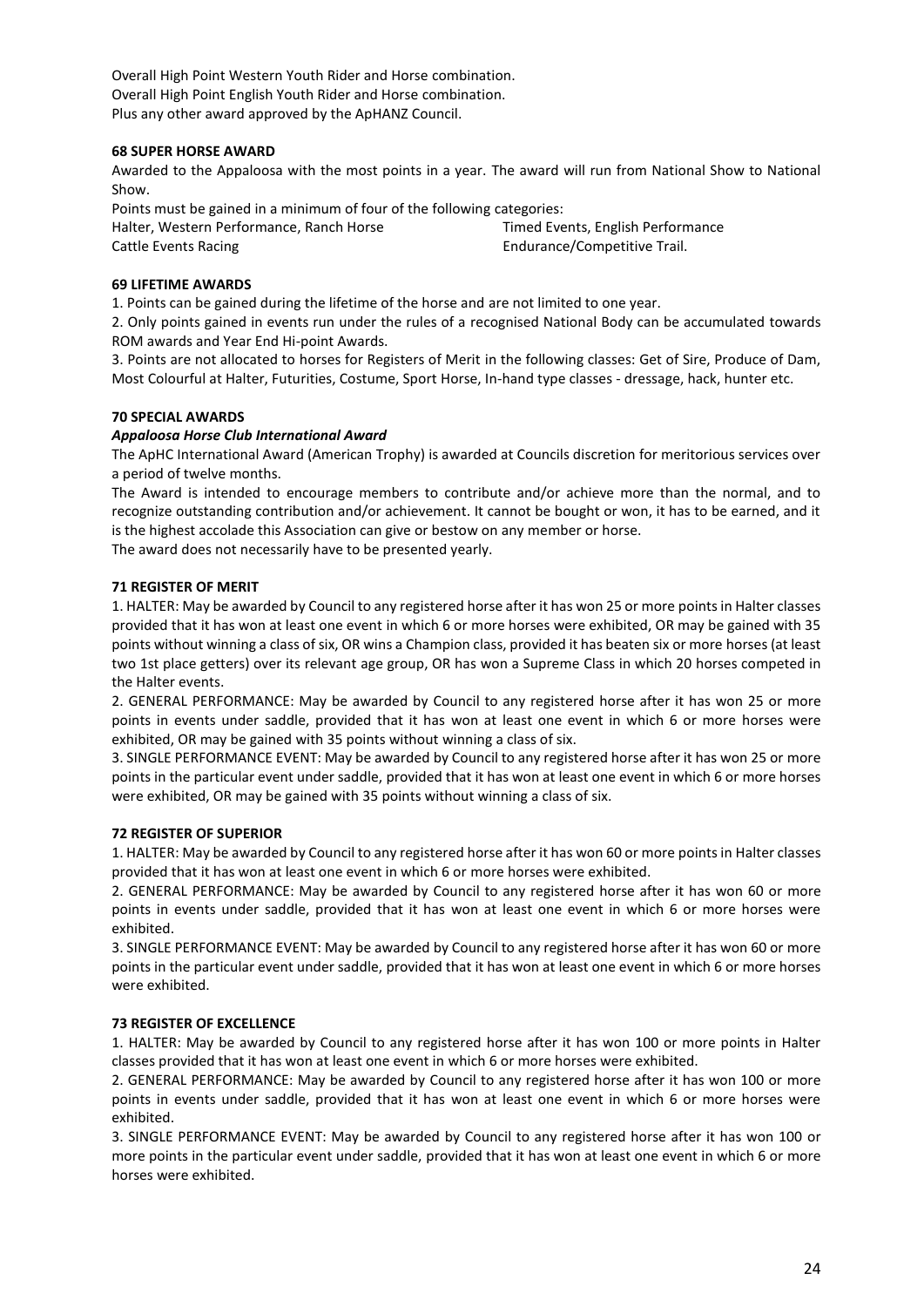Overall High Point Western Youth Rider and Horse combination.
Overall High Point English Youth Rider and Horse combination.
Plus any other award approved by the ApHANZ Council.

**68 SUPER HORSE AWARD**

Awarded to the Appaloosa with the most points in a year. The award will run from National Show to National Show.

Points must be gained in a minimum of four of the following categories:
Halter, Western Performance, Ranch Horse, Timed Events, English Performance, Cattle Events Racing, Endurance/Competitive Trail.

**69 LIFETIME AWARDS**

1. Points can be gained during the lifetime of the horse and are not limited to one year.
2. Only points gained in events run under the rules of a recognised National Body can be accumulated towards ROM awards and Year End Hi-point Awards.
3. Points are not allocated to horses for Registers of Merit in the following classes: Get of Sire, Produce of Dam, Most Colourful at Halter, Futurities, Costume, Sport Horse, In-hand type classes - dressage, hack, hunter etc.

**70 SPECIAL AWARDS**

***Appaloosa Horse Club International Award***

The ApHC International Award (American Trophy) is awarded at Councils discretion for meritorious services over a period of twelve months.

The Award is intended to encourage members to contribute and/or achieve more than the normal, and to recognize outstanding contribution and/or achievement. It cannot be bought or won, it has to be earned, and it is the highest accolade this Association can give or bestow on any member or horse.

The award does not necessarily have to be presented yearly.

**71 REGISTER OF MERIT**

1. HALTER: May be awarded by Council to any registered horse after it has won 25 or more points in Halter classes provided that it has won at least one event in which 6 or more horses were exhibited, OR may be gained with 35 points without winning a class of six, OR wins a Champion class, provided it has beaten six or more horses (at least two 1st place getters) over its relevant age group, OR has won a Supreme Class in which 20 horses competed in the Halter events.
2. GENERAL PERFORMANCE: May be awarded by Council to any registered horse after it has won 25 or more points in events under saddle, provided that it has won at least one event in which 6 or more horses were exhibited, OR may be gained with 35 points without winning a class of six.
3. SINGLE PERFORMANCE EVENT: May be awarded by Council to any registered horse after it has won 25 or more points in the particular event under saddle, provided that it has won at least one event in which 6 or more horses were exhibited, OR may be gained with 35 points without winning a class of six.

**72 REGISTER OF SUPERIOR**

1. HALTER: May be awarded by Council to any registered horse after it has won 60 or more points in Halter classes provided that it has won at least one event in which 6 or more horses were exhibited.
2. GENERAL PERFORMANCE: May be awarded by Council to any registered horse after it has won 60 or more points in events under saddle, provided that it has won at least one event in which 6 or more horses were exhibited.
3. SINGLE PERFORMANCE EVENT: May be awarded by Council to any registered horse after it has won 60 or more points in the particular event under saddle, provided that it has won at least one event in which 6 or more horses were exhibited.

**73 REGISTER OF EXCELLENCE**

1. HALTER: May be awarded by Council to any registered horse after it has won 100 or more points in Halter classes provided that it has won at least one event in which 6 or more horses were exhibited.
2. GENERAL PERFORMANCE: May be awarded by Council to any registered horse after it has won 100 or more points in events under saddle, provided that it has won at least one event in which 6 or more horses were exhibited.
3. SINGLE PERFORMANCE EVENT: May be awarded by Council to any registered horse after it has won 100 or more points in the particular event under saddle, provided that it has won at least one event in which 6 or more horses were exhibited.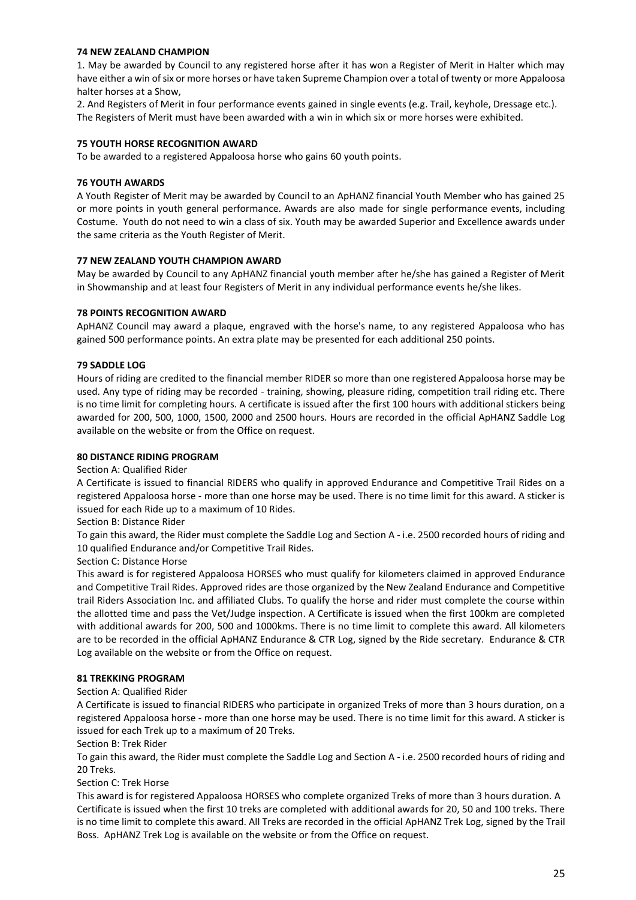**74 NEW ZEALAND CHAMPION**

1. May be awarded by Council to any registered horse after it has won a Register of Merit in Halter which may have either a win of six or more horses or have taken Supreme Champion over a total of twenty or more Appaloosa halter horses at a Show,
2. And Registers of Merit in four performance events gained in single events (e.g. Trail, keyhole, Dressage etc.). The Registers of Merit must have been awarded with a win in which six or more horses were exhibited.

**75 YOUTH HORSE RECOGNITION AWARD**

To be awarded to a registered Appaloosa horse who gains 60 youth points.

**76 YOUTH AWARDS**

A Youth Register of Merit may be awarded by Council to an ApHANZ financial Youth Member who has gained 25 or more points in youth general performance. Awards are also made for single performance events, including Costume. Youth do not need to win a class of six. Youth may be awarded Superior and Excellence awards under the same criteria as the Youth Register of Merit.

**77 NEW ZEALAND YOUTH CHAMPION AWARD**

May be awarded by Council to any ApHANZ financial youth member after he/she has gained a Register of Merit in Showmanship and at least four Registers of Merit in any individual performance events he/she likes.

**78 POINTS RECOGNITION AWARD**

ApHANZ Council may award a plaque, engraved with the horse's name, to any registered Appaloosa who has gained 500 performance points. An extra plate may be presented for each additional 250 points.

**79 SADDLE LOG**

Hours of riding are credited to the financial member RIDER so more than one registered Appaloosa horse may be used. Any type of riding may be recorded - training, showing, pleasure riding, competition trail riding etc. There is no time limit for completing hours. A certificate is issued after the first 100 hours with additional stickers being awarded for 200, 500, 1000, 1500, 2000 and 2500 hours. Hours are recorded in the official ApHANZ Saddle Log available on the website or from the Office on request.

**80 DISTANCE RIDING PROGRAM**

Section A: Qualified Rider

A Certificate is issued to financial RIDERS who qualify in approved Endurance and Competitive Trail Rides on a registered Appaloosa horse - more than one horse may be used. There is no time limit for this award. A sticker is issued for each Ride up to a maximum of 10 Rides.

Section B: Distance Rider

To gain this award, the Rider must complete the Saddle Log and Section A - i.e. 2500 recorded hours of riding and 10 qualified Endurance and/or Competitive Trail Rides.

Section C: Distance Horse

This award is for registered Appaloosa HORSES who must qualify for kilometers claimed in approved Endurance and Competitive Trail Rides. Approved rides are those organized by the New Zealand Endurance and Competitive trail Riders Association Inc. and affiliated Clubs. To qualify the horse and rider must complete the course within the allotted time and pass the Vet/Judge inspection. A Certificate is issued when the first 100km are completed with additional awards for 200, 500 and 1000kms. There is no time limit to complete this award. All kilometers are to be recorded in the official ApHANZ Endurance & CTR Log, signed by the Ride secretary. Endurance & CTR Log available on the website or the Office on request.

**81 TREKKING PROGRAM**

Section A: Qualified Rider

A Certificate is issued to financial RIDERS who participate in organized Treks of more than 3 hours duration, on a registered Appaloosa horse - more than one horse may be used. There is no time limit for this award. A sticker is issued for each Trek up to a maximum of 20 Treks.

Section B: Trek Rider

To gain this award, the Rider must complete the Saddle Log and Section A - i.e. 2500 recorded hours of riding and 20 Treks.

Section C: Trek Horse

This award is for registered Appaloosa HORSES who complete organized Treks of more than 3 hours duration. A Certificate is issued when the first 10 treks are completed with additional awards for 20, 50 and 100 treks. There is no time limit to complete this award. All Treks are recorded in the official ApHANZ Trek Log, signed by the Trail Boss. ApHANZ Trek Log is available on the website or from the Office on request.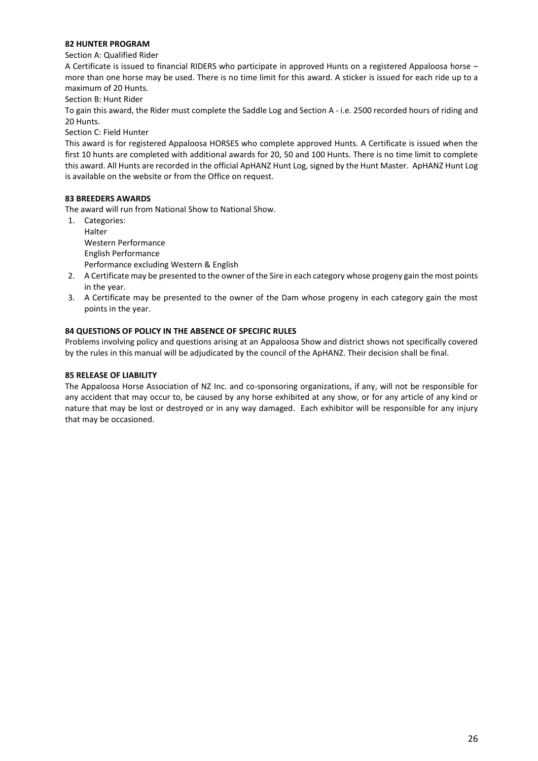### 82 HUNTER PROGRAM

Section A: Qualified Rider

A Certificate is issued to financial RIDERS who participate in approved Hunts on a registered Appaloosa horse – more than one horse may be used. There is no time limit for this award. A sticker is issued for each ride up to a maximum of 20 Hunts.

Section B: Hunt Rider

To gain this award, the Rider must complete the Saddle Log and Section A - i.e. 2500 recorded hours of riding and 20 Hunts.

Section C: Field Hunter

This award is for registered Appaloosa HORSES who complete approved Hunts. A Certificate is issued when the first 10 hunts are completed with additional awards for 20, 50 and 100 Hunts. There is no time limit to complete this award. All Hunts are recorded in the official ApHANZ Hunt Log, signed by the Hunt Master. ApHANZ Hunt Log is available on the website or from the Office on request.

### 83 BREEDERS AWARDS

The award will run from National Show to National Show.

1. Categories:
   Halter
   Western Performance
   English Performance
   Performance excluding Western & English
2. A Certificate may be presented to the owner of the Sire in each category whose progeny gain the most points in the year.
3. A Certificate may be presented to the owner of the Dam whose progeny in each category gain the most points in the year.

### 84 QUESTIONS OF POLICY IN THE ABSENCE OF SPECIFIC RULES

Problems involving policy and questions arising at an Appaloosa Show and district shows not specifically covered by the rules in this manual will be adjudicated by the council of the ApHANZ. Their decision shall be final.

### 85 RELEASE OF LIABILITY

The Appaloosa Horse Association of NZ Inc. and co-sponsoring organizations, if any, will not be responsible for any accident that may occur to, be caused by any horse exhibited at any show, or for any article of any kind or nature that may be lost or destroyed or in any way damaged. Each exhibitor will be responsible for any injury that may be occasioned.